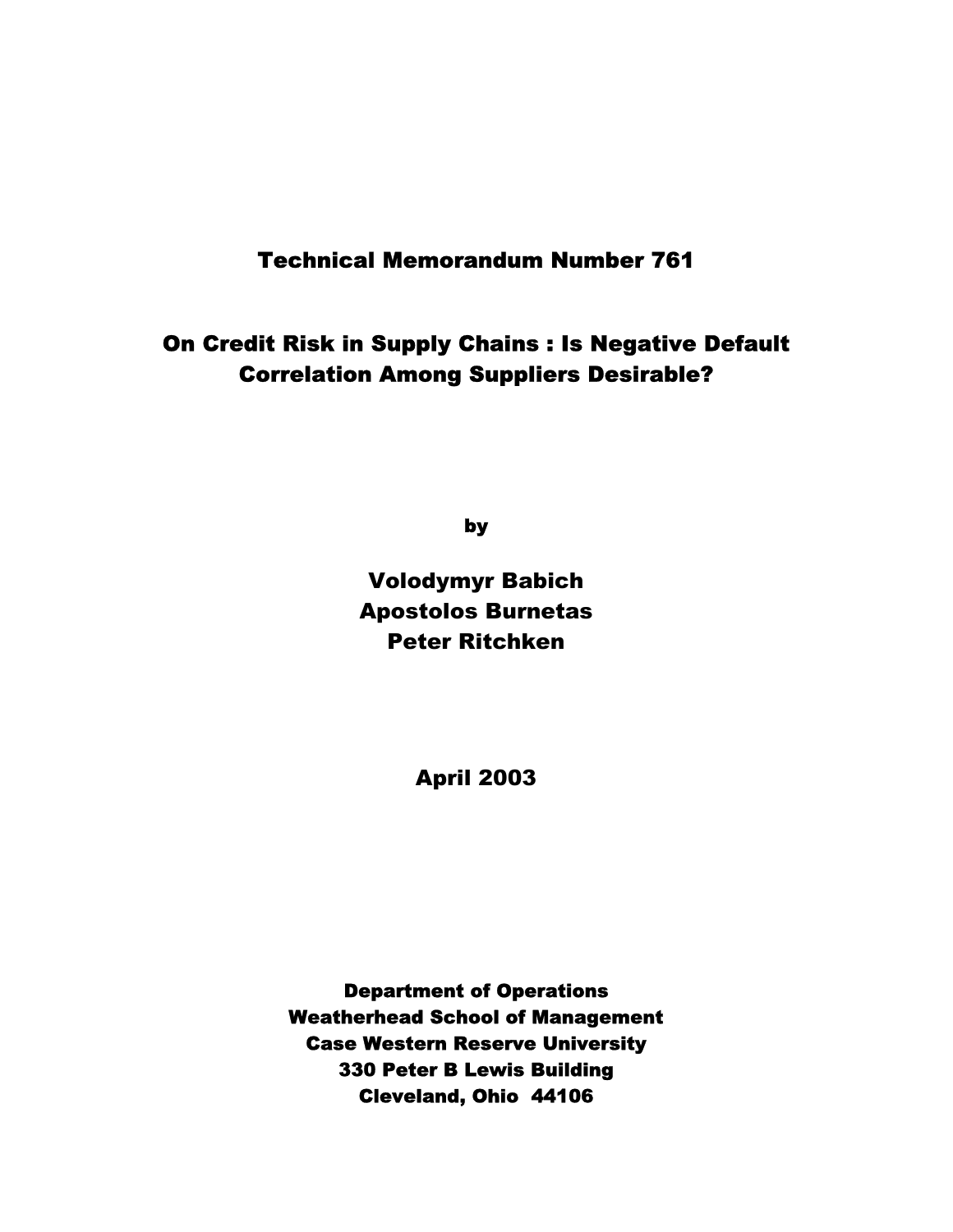# Technical Memorandum Number 761

## On Credit Risk in Supply Chains : Is Negative Default Correlation Among Suppliers Desirable?

by

**Volodymyr Babich**
**Apostolos Burnetas**
**Peter Ritchken**

**April 2003**

**Department of Operations**
**Weatherhead School of Management**
**Case Western Reserve University**
**330 Peter B Lewis Building**
**Cleveland, Ohio 44106**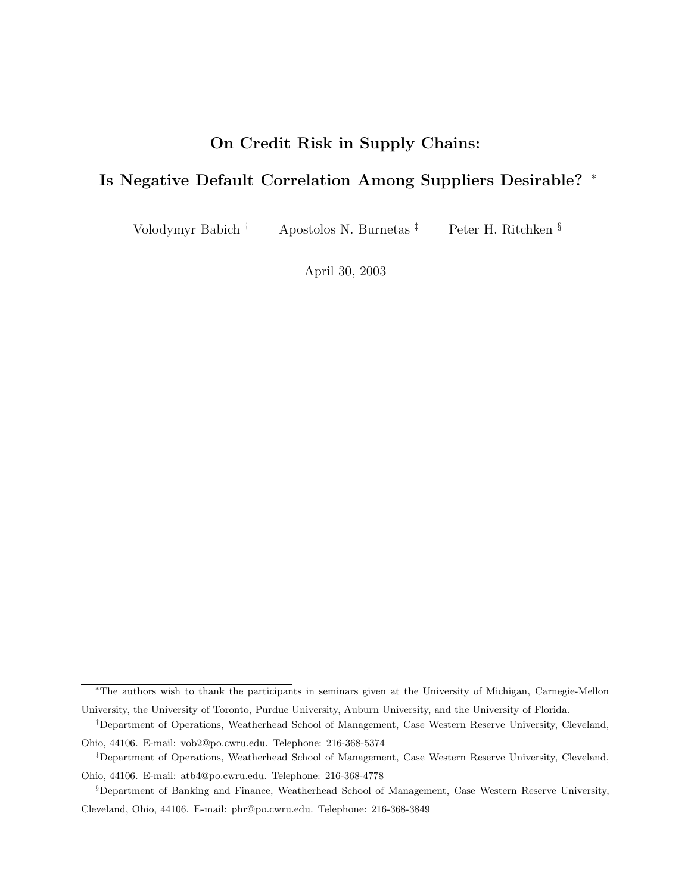# On Credit Risk in Supply Chains:

# Is Negative Default Correlation Among Suppliers Desirable? [*]

Volodymyr Babich [†] Apostolos N. Burnetas [‡] Peter H. Ritchken [§]

April 30, 2003

---

[*] The authors wish to thank the participants in seminars given at the University of Michigan, Carnegie-Mellon University, the University of Toronto, Purdue University, Auburn University, and the University of Florida.

[†] Department of Operations, Weatherhead School of Management, Case Western Reserve University, Cleveland, Ohio, 44106. E-mail: vob2@po.cwru.edu. Telephone: 216-368-5374

[‡] Department of Operations, Weatherhead School of Management, Case Western Reserve University, Cleveland, Ohio, 44106. E-mail: atb4@po.cwru.edu. Telephone: 216-368-4778

[§] Department of Banking and Finance, Weatherhead School of Management, Case Western Reserve University, Cleveland, Ohio, 44106. E-mail: phr@po.cwru.edu. Telephone: 216-368-3849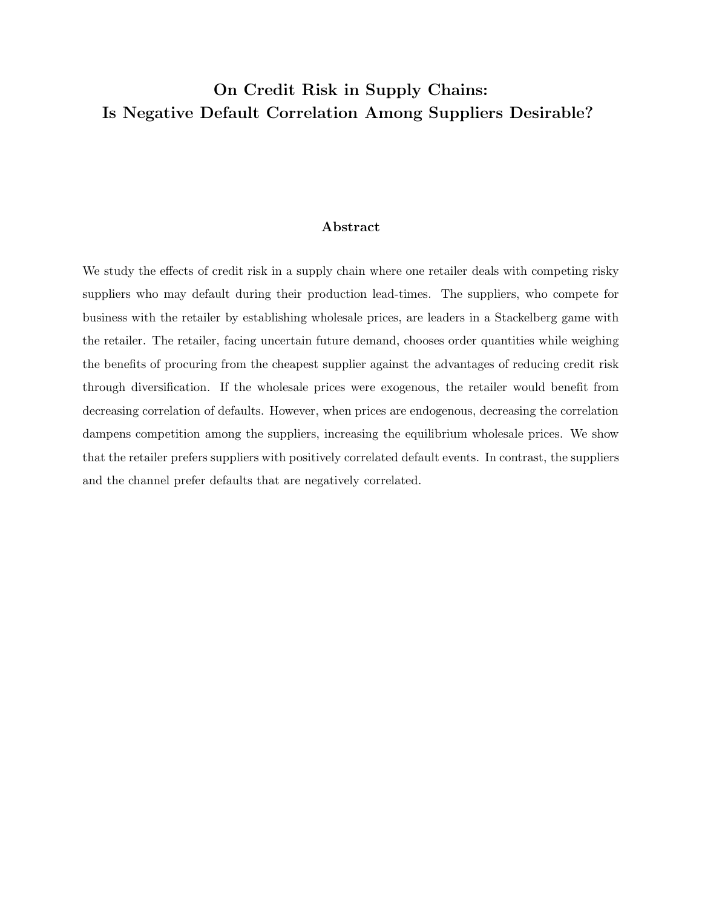# On Credit Risk in Supply Chains: Is Negative Default Correlation Among Suppliers Desirable?

## Abstract

We study the effects of credit risk in a supply chain where one retailer deals with competing risky suppliers who may default during their production lead-times. The suppliers, who compete for business with the retailer by establishing wholesale prices, are leaders in a Stackelberg game with the retailer. The retailer, facing uncertain future demand, chooses order quantities while weighing the benefits of procuring from the cheapest supplier against the advantages of reducing credit risk through diversification. If the wholesale prices were exogenous, the retailer would benefit from decreasing correlation of defaults. However, when prices are endogenous, decreasing the correlation dampens competition among the suppliers, increasing the equilibrium wholesale prices. We show that the retailer prefers suppliers with positively correlated default events. In contrast, the suppliers and the channel prefer defaults that are negatively correlated.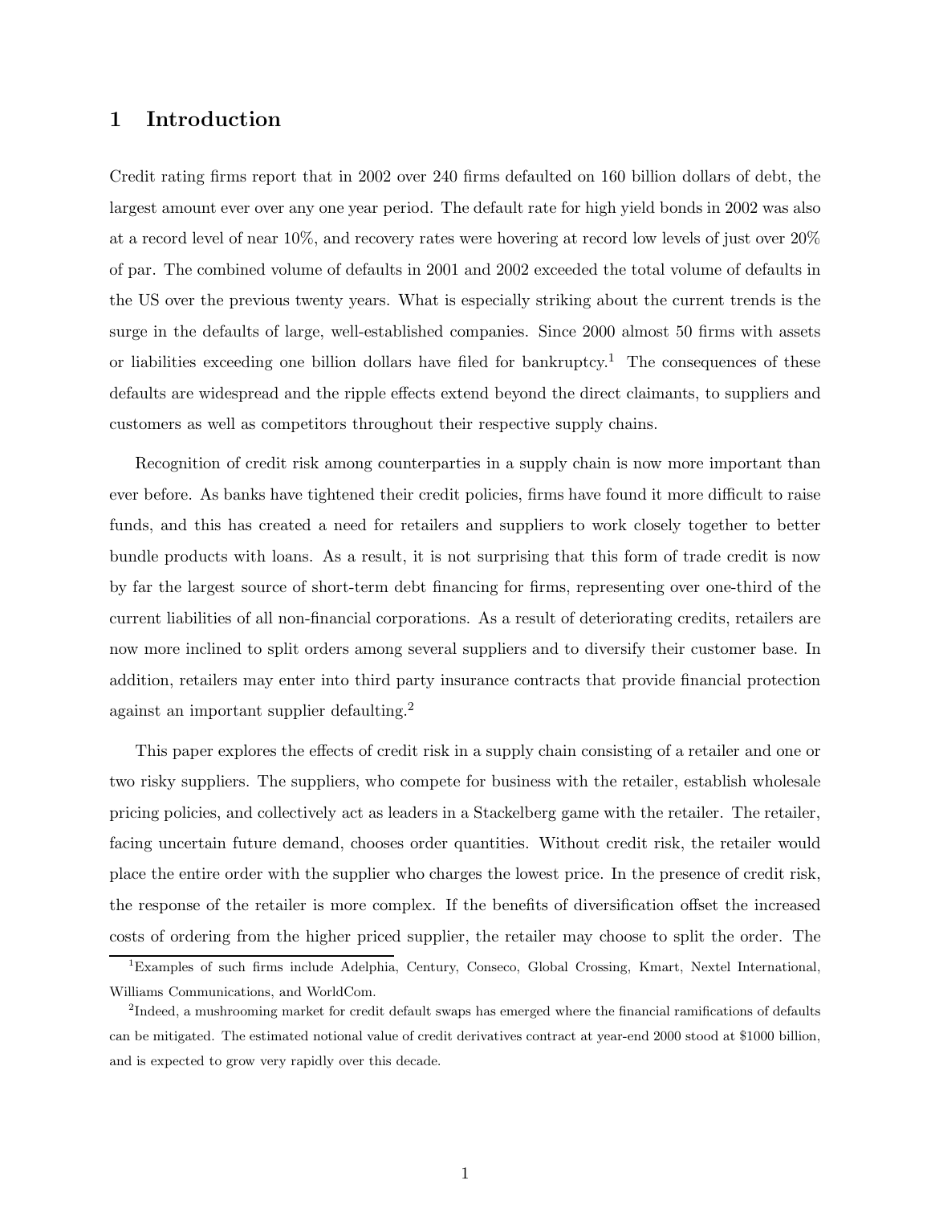# 1 Introduction

Credit rating firms report that in 2002 over 240 firms defaulted on 160 billion dollars of debt, the largest amount ever over any one year period. The default rate for high yield bonds in 2002 was also at a record level of near 10%, and recovery rates were hovering at record low levels of just over 20% of par. The combined volume of defaults in 2001 and 2002 exceeded the total volume of defaults in the US over the previous twenty years. What is especially striking about the current trends is the surge in the defaults of large, well-established companies. Since 2000 almost 50 firms with assets or liabilities exceeding one billion dollars have filed for bankruptcy.[1] The consequences of these defaults are widespread and the ripple effects extend beyond the direct claimants, to suppliers and customers as well as competitors throughout their respective supply chains.

Recognition of credit risk among counterparties in a supply chain is now more important than ever before. As banks have tightened their credit policies, firms have found it more difficult to raise funds, and this has created a need for retailers and suppliers to work closely together to better bundle products with loans. As a result, it is not surprising that this form of trade credit is now by far the largest source of short-term debt financing for firms, representing over one-third of the current liabilities of all non-financial corporations. As a result of deteriorating credits, retailers are now more inclined to split orders among several suppliers and to diversify their customer base. In addition, retailers may enter into third party insurance contracts that provide financial protection against an important supplier defaulting.[2]

This paper explores the effects of credit risk in a supply chain consisting of a retailer and one or two risky suppliers. The suppliers, who compete for business with the retailer, establish wholesale pricing policies, and collectively act as leaders in a Stackelberg game with the retailer. The retailer, facing uncertain future demand, chooses order quantities. Without credit risk, the retailer would place the entire order with the supplier who charges the lowest price. In the presence of credit risk, the response of the retailer is more complex. If the benefits of diversification offset the increased costs of ordering from the higher priced supplier, the retailer may choose to split the order. The

[1] Examples of such firms include Adelphia, Century, Conseco, Global Crossing, Kmart, Nextel International, Williams Communications, and WorldCom.

[2] Indeed, a mushrooming market for credit default swaps has emerged where the financial ramifications of defaults can be mitigated. The estimated notional value of credit derivatives contract at year-end 2000 stood at $1000 billion, and is expected to grow very rapidly over this decade.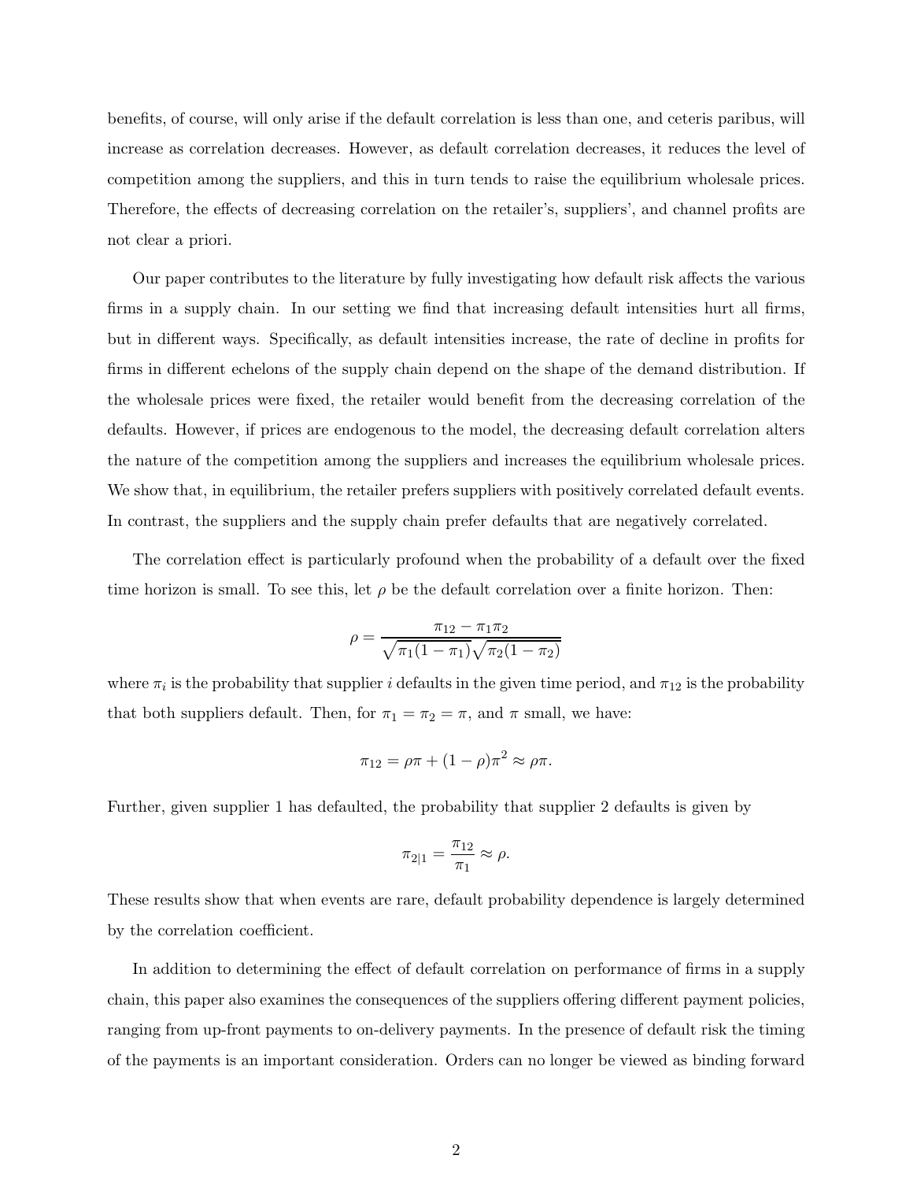benefits, of course, will only arise if the default correlation is less than one, and ceteris paribus, will increase as correlation decreases. However, as default correlation decreases, it reduces the level of competition among the suppliers, and this in turn tends to raise the equilibrium wholesale prices. Therefore, the effects of decreasing correlation on the retailer's, suppliers', and channel profits are not clear a priori.

Our paper contributes to the literature by fully investigating how default risk affects the various firms in a supply chain. In our setting we find that increasing default intensities hurt all firms, but in different ways. Specifically, as default intensities increase, the rate of decline in profits for firms in different echelons of the supply chain depend on the shape of the demand distribution. If the wholesale prices were fixed, the retailer would benefit from the decreasing correlation of the defaults. However, if prices are endogenous to the model, the decreasing default correlation alters the nature of the competition among the suppliers and increases the equilibrium wholesale prices. We show that, in equilibrium, the retailer prefers suppliers with positively correlated default events. In contrast, the suppliers and the supply chain prefer defaults that are negatively correlated.

The correlation effect is particularly profound when the probability of a default over the fixed time horizon is small. To see this, let $\rho$ be the default correlation over a finite horizon. Then:

$$\rho = \frac{\pi_{12} - \pi_1 \pi_2}{\sqrt{\pi_1(1-\pi_1)}\sqrt{\pi_2(1-\pi_2)}}$$

where $\pi_i$ is the probability that supplier $i$ defaults in the given time period, and $\pi_{12}$ is the probability that both suppliers default. Then, for $\pi_1 = \pi_2 = \pi$, and $\pi$ small, we have:

$$\pi_{12} = \rho\pi + (1-\rho)\pi^2 \approx \rho\pi.$$

Further, given supplier 1 has defaulted, the probability that supplier 2 defaults is given by

$$\pi_{2|1} = \frac{\pi_{12}}{\pi_1} \approx \rho.$$

These results show that when events are rare, default probability dependence is largely determined by the correlation coefficient.

In addition to determining the effect of default correlation on performance of firms in a supply chain, this paper also examines the consequences of the suppliers offering different payment policies, ranging from up-front payments to on-delivery payments. In the presence of default risk the timing of the payments is an important consideration. Orders can no longer be viewed as binding forward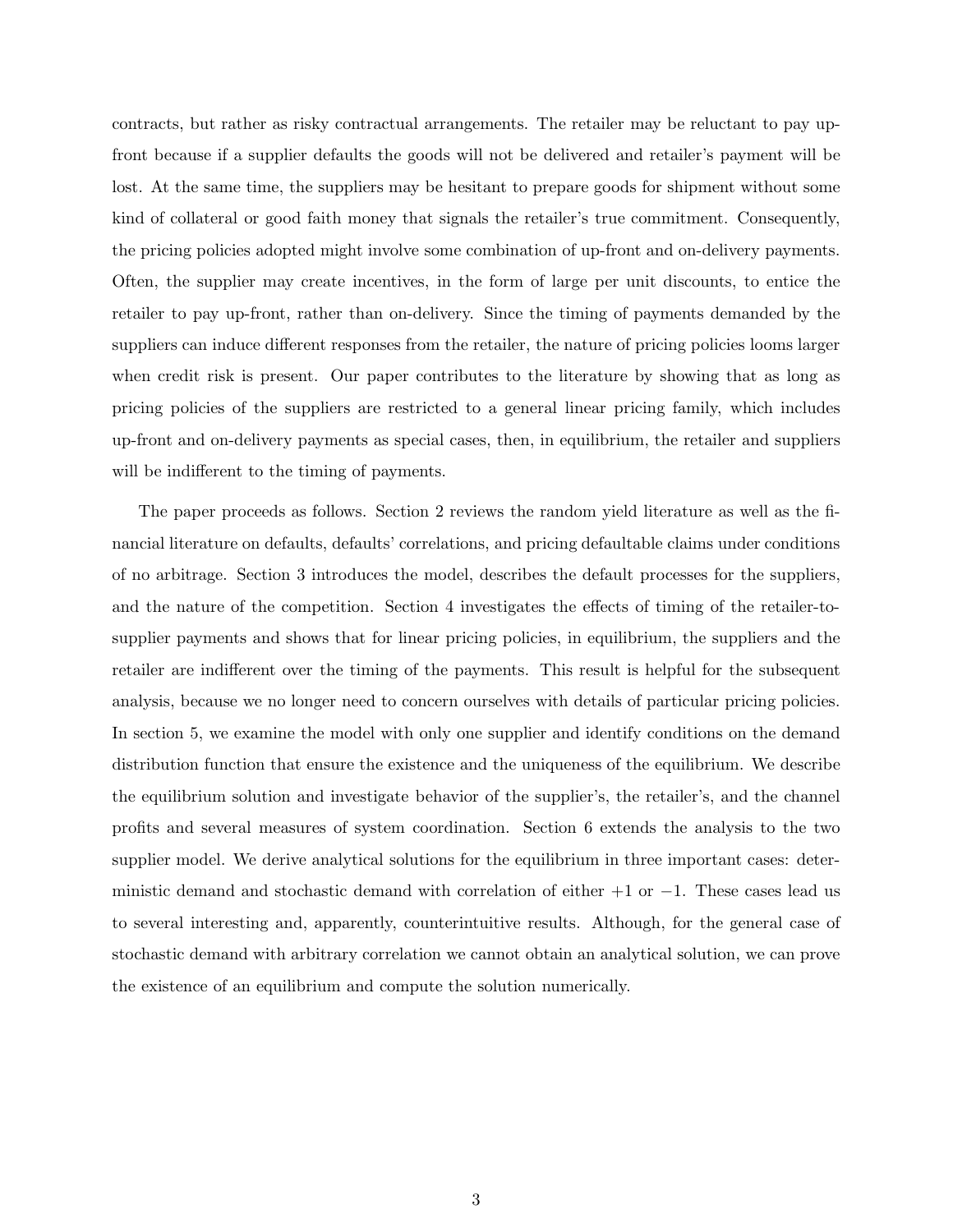contracts, but rather as risky contractual arrangements. The retailer may be reluctant to pay up-front because if a supplier defaults the goods will not be delivered and retailer's payment will be lost. At the same time, the suppliers may be hesitant to prepare goods for shipment without some kind of collateral or good faith money that signals the retailer's true commitment. Consequently, the pricing policies adopted might involve some combination of up-front and on-delivery payments. Often, the supplier may create incentives, in the form of large per unit discounts, to entice the retailer to pay up-front, rather than on-delivery. Since the timing of payments demanded by the suppliers can induce different responses from the retailer, the nature of pricing policies looms larger when credit risk is present. Our paper contributes to the literature by showing that as long as pricing policies of the suppliers are restricted to a general linear pricing family, which includes up-front and on-delivery payments as special cases, then, in equilibrium, the retailer and suppliers will be indifferent to the timing of payments.

The paper proceeds as follows. Section 2 reviews the random yield literature as well as the financial literature on defaults, defaults' correlations, and pricing defaultable claims under conditions of no arbitrage. Section 3 introduces the model, describes the default processes for the suppliers, and the nature of the competition. Section 4 investigates the effects of timing of the retailer-to-supplier payments and shows that for linear pricing policies, in equilibrium, the suppliers and the retailer are indifferent over the timing of the payments. This result is helpful for the subsequent analysis, because we no longer need to concern ourselves with details of particular pricing policies. In section 5, we examine the model with only one supplier and identify conditions on the demand distribution function that ensure the existence and the uniqueness of the equilibrium. We describe the equilibrium solution and investigate behavior of the supplier's, the retailer's, and the channel profits and several measures of system coordination. Section 6 extends the analysis to the two supplier model. We derive analytical solutions for the equilibrium in three important cases: deterministic demand and stochastic demand with correlation of either $+1$ or $-1$. These cases lead us to several interesting and, apparently, counterintuitive results. Although, for the general case of stochastic demand with arbitrary correlation we cannot obtain an analytical solution, we can prove the existence of an equilibrium and compute the solution numerically.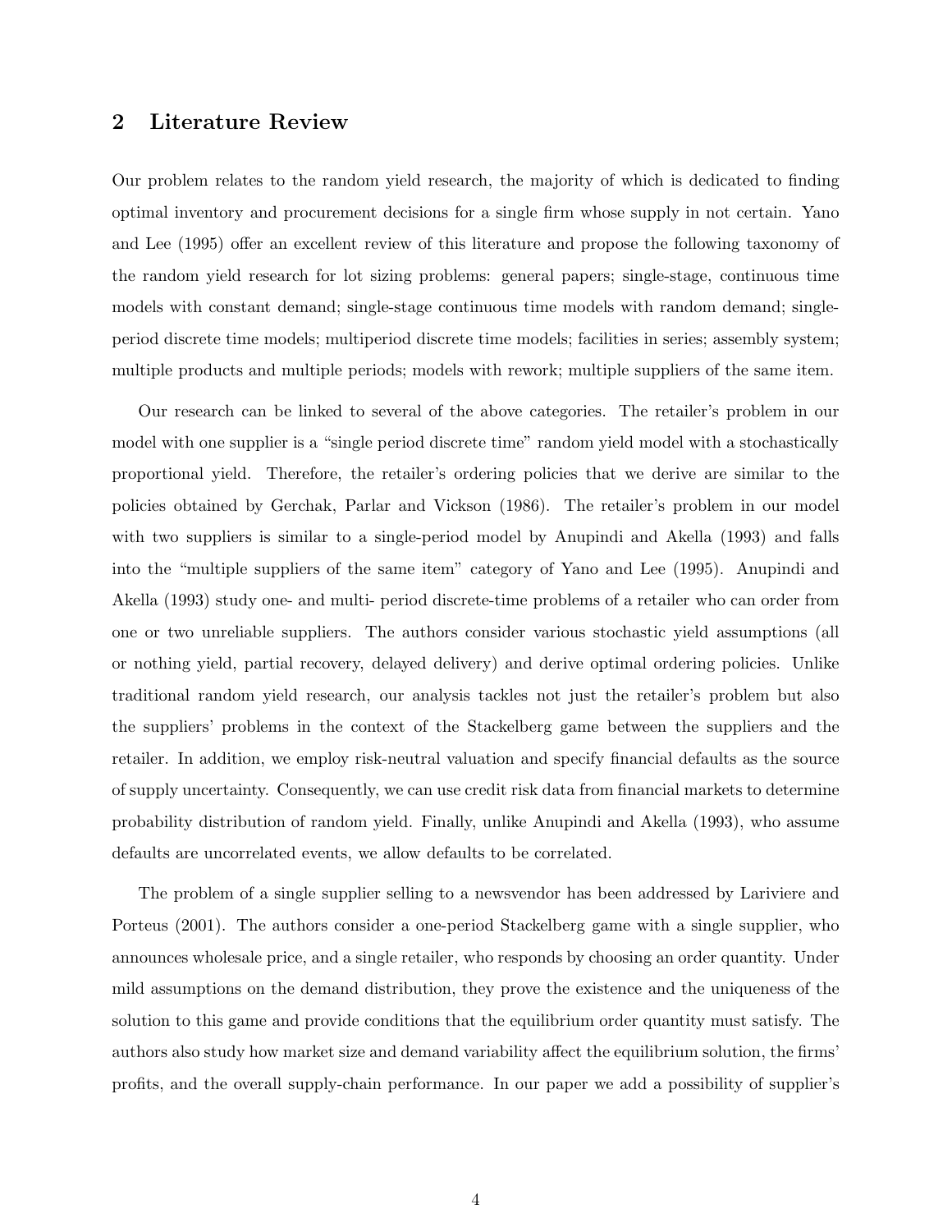## 2 Literature Review

Our problem relates to the random yield research, the majority of which is dedicated to finding optimal inventory and procurement decisions for a single firm whose supply in not certain. Yano and Lee (1995) offer an excellent review of this literature and propose the following taxonomy of the random yield research for lot sizing problems: general papers; single-stage, continuous time models with constant demand; single-stage continuous time models with random demand; single-period discrete time models; multiperiod discrete time models; facilities in series; assembly system; multiple products and multiple periods; models with rework; multiple suppliers of the same item.

Our research can be linked to several of the above categories. The retailer's problem in our model with one supplier is a "single period discrete time" random yield model with a stochastically proportional yield. Therefore, the retailer's ordering policies that we derive are similar to the policies obtained by Gerchak, Parlar and Vickson (1986). The retailer's problem in our model with two suppliers is similar to a single-period model by Anupindi and Akella (1993) and falls into the "multiple suppliers of the same item" category of Yano and Lee (1995). Anupindi and Akella (1993) study one- and multi- period discrete-time problems of a retailer who can order from one or two unreliable suppliers. The authors consider various stochastic yield assumptions (all or nothing yield, partial recovery, delayed delivery) and derive optimal ordering policies. Unlike traditional random yield research, our analysis tackles not just the retailer's problem but also the suppliers' problems in the context of the Stackelberg game between the suppliers and the retailer. In addition, we employ risk-neutral valuation and specify financial defaults as the source of supply uncertainty. Consequently, we can use credit risk data from financial markets to determine probability distribution of random yield. Finally, unlike Anupindi and Akella (1993), who assume defaults are uncorrelated events, we allow defaults to be correlated.

The problem of a single supplier selling to a newsvendor has been addressed by Lariviere and Porteus (2001). The authors consider a one-period Stackelberg game with a single supplier, who announces wholesale price, and a single retailer, who responds by choosing an order quantity. Under mild assumptions on the demand distribution, they prove the existence and the uniqueness of the solution to this game and provide conditions that the equilibrium order quantity must satisfy. The authors also study how market size and demand variability affect the equilibrium solution, the firms' profits, and the overall supply-chain performance. In our paper we add a possibility of supplier's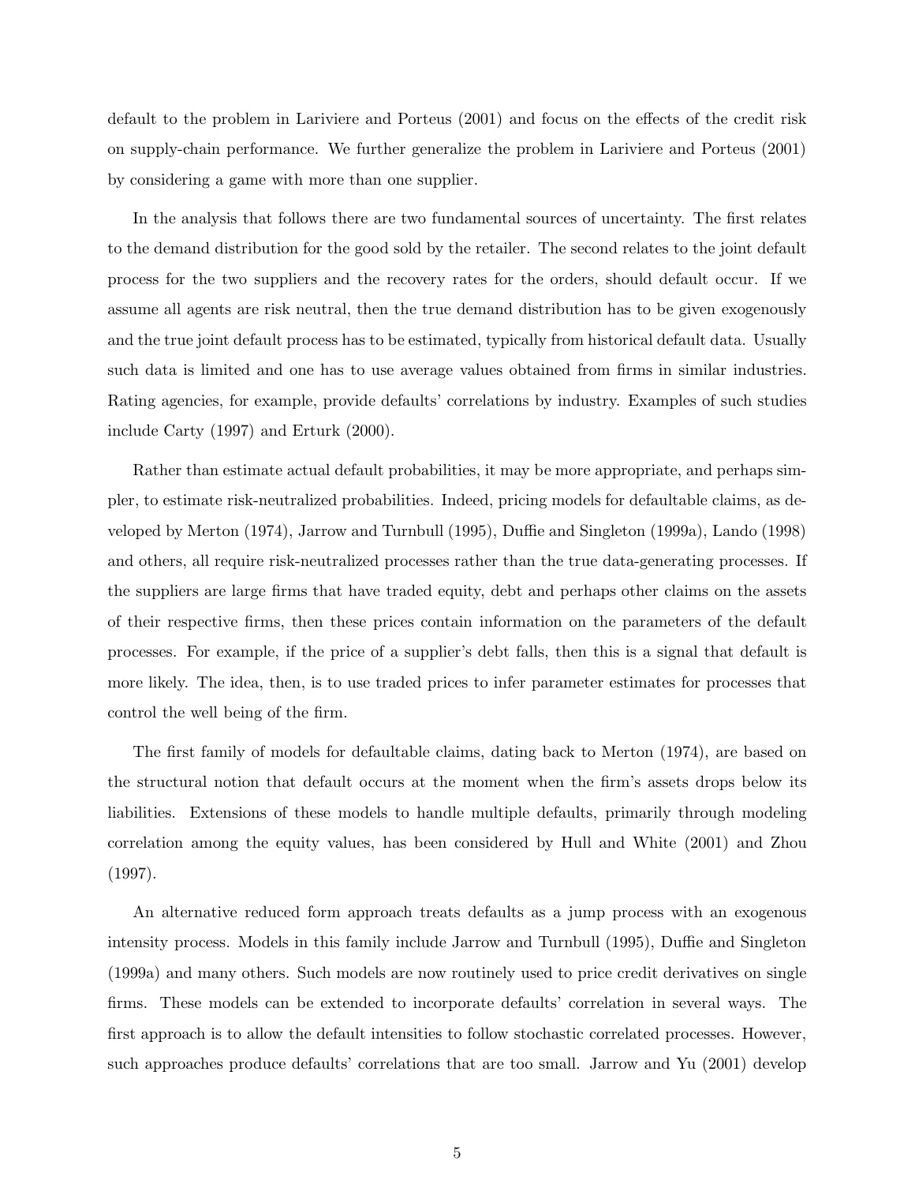default to the problem in Lariviere and Porteus (2001) and focus on the effects of the credit risk on supply-chain performance. We further generalize the problem in Lariviere and Porteus (2001) by considering a game with more than one supplier.

In the analysis that follows there are two fundamental sources of uncertainty. The first relates to the demand distribution for the good sold by the retailer. The second relates to the joint default process for the two suppliers and the recovery rates for the orders, should default occur. If we assume all agents are risk neutral, then the true demand distribution has to be given exogenously and the true joint default process has to be estimated, typically from historical default data. Usually such data is limited and one has to use average values obtained from firms in similar industries. Rating agencies, for example, provide defaults' correlations by industry. Examples of such studies include Carty (1997) and Erturk (2000).

Rather than estimate actual default probabilities, it may be more appropriate, and perhaps simpler, to estimate risk-neutralized probabilities. Indeed, pricing models for defaultable claims, as developed by Merton (1974), Jarrow and Turnbull (1995), Duffie and Singleton (1999a), Lando (1998) and others, all require risk-neutralized processes rather than the true data-generating processes. If the suppliers are large firms that have traded equity, debt and perhaps other claims on the assets of their respective firms, then these prices contain information on the parameters of the default processes. For example, if the price of a supplier's debt falls, then this is a signal that default is more likely. The idea, then, is to use traded prices to infer parameter estimates for processes that control the well being of the firm.

The first family of models for defaultable claims, dating back to Merton (1974), are based on the structural notion that default occurs at the moment when the firm's assets drops below its liabilities. Extensions of these models to handle multiple defaults, primarily through modeling correlation among the equity values, has been considered by Hull and White (2001) and Zhou (1997).

An alternative reduced form approach treats defaults as a jump process with an exogenous intensity process. Models in this family include Jarrow and Turnbull (1995), Duffie and Singleton (1999a) and many others. Such models are now routinely used to price credit derivatives on single firms. These models can be extended to incorporate defaults' correlation in several ways. The first approach is to allow the default intensities to follow stochastic correlated processes. However, such approaches produce defaults' correlations that are too small. Jarrow and Yu (2001) develop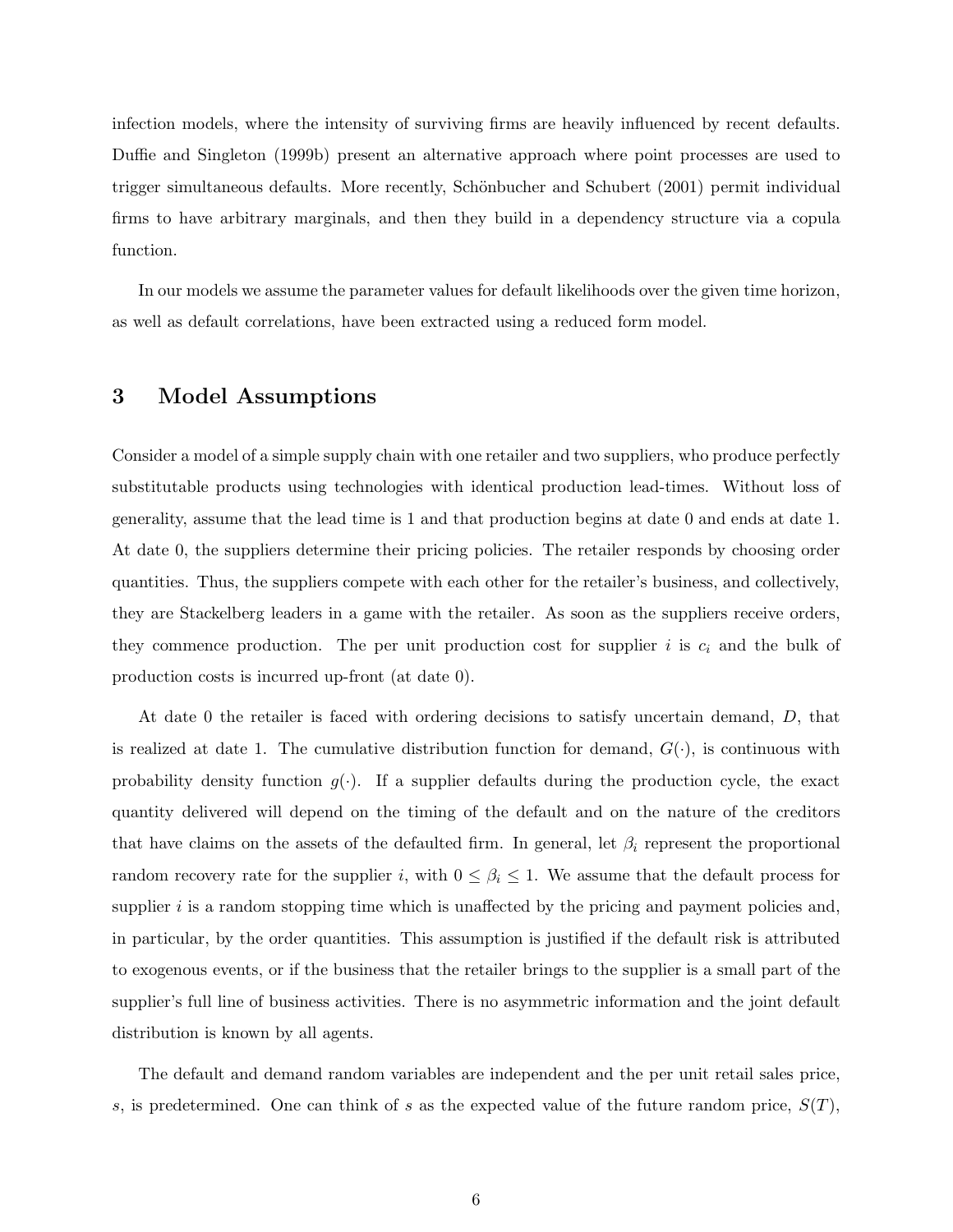infection models, where the intensity of surviving firms are heavily influenced by recent defaults. Duffie and Singleton (1999b) present an alternative approach where point processes are used to trigger simultaneous defaults. More recently, Schönbucher and Schubert (2001) permit individual firms to have arbitrary marginals, and then they build in a dependency structure via a copula function.

In our models we assume the parameter values for default likelihoods over the given time horizon, as well as default correlations, have been extracted using a reduced form model.

## 3 Model Assumptions

Consider a model of a simple supply chain with one retailer and two suppliers, who produce perfectly substitutable products using technologies with identical production lead-times. Without loss of generality, assume that the lead time is 1 and that production begins at date 0 and ends at date 1. At date 0, the suppliers determine their pricing policies. The retailer responds by choosing order quantities. Thus, the suppliers compete with each other for the retailer's business, and collectively, they are Stackelberg leaders in a game with the retailer. As soon as the suppliers receive orders, they commence production. The per unit production cost for supplier $i$ is $c_i$ and the bulk of production costs is incurred up-front (at date 0).

At date 0 the retailer is faced with ordering decisions to satisfy uncertain demand, $D$, that is realized at date 1. The cumulative distribution function for demand, $G(\cdot)$, is continuous with probability density function $g(\cdot)$. If a supplier defaults during the production cycle, the exact quantity delivered will depend on the timing of the default and on the nature of the creditors that have claims on the assets of the defaulted firm. In general, let $\beta_i$ represent the proportional random recovery rate for the supplier $i$, with $0 \leq \beta_i \leq 1$. We assume that the default process for supplier $i$ is a random stopping time which is unaffected by the pricing and payment policies and, in particular, by the order quantities. This assumption is justified if the default risk is attributed to exogenous events, or if the business that the retailer brings to the supplier is a small part of the supplier's full line of business activities. There is no asymmetric information and the joint default distribution is known by all agents.

The default and demand random variables are independent and the per unit retail sales price, $s$, is predetermined. One can think of $s$ as the expected value of the future random price, $S(T)$,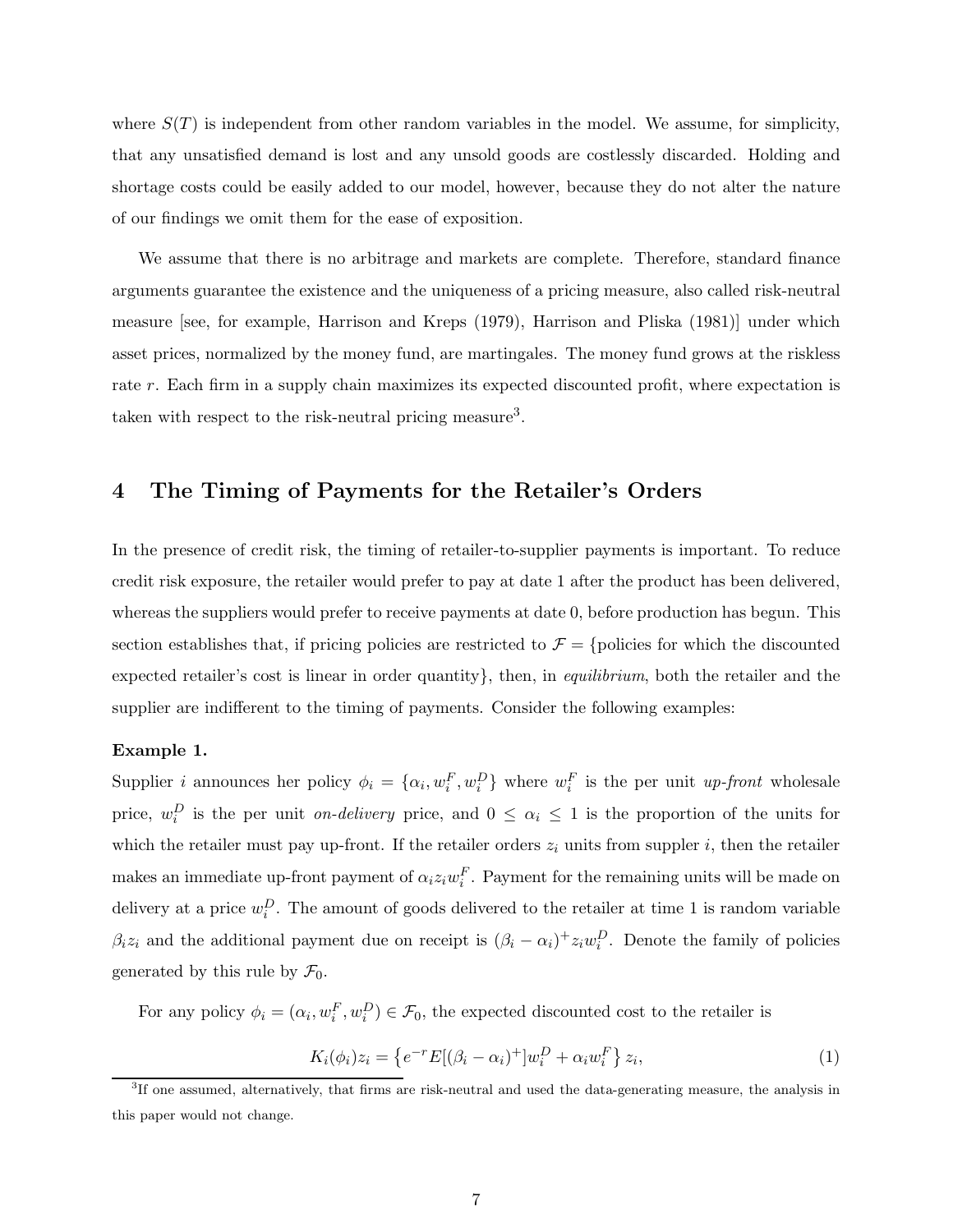where $S(T)$ is independent from other random variables in the model. We assume, for simplicity, that any unsatisfied demand is lost and any unsold goods are costlessly discarded. Holding and shortage costs could be easily added to our model, however, because they do not alter the nature of our findings we omit them for the ease of exposition.

We assume that there is no arbitrage and markets are complete. Therefore, standard finance arguments guarantee the existence and the uniqueness of a pricing measure, also called risk-neutral measure [see, for example, Harrison and Kreps (1979), Harrison and Pliska (1981)] under which asset prices, normalized by the money fund, are martingales. The money fund grows at the riskless rate $r$. Each firm in a supply chain maximizes its expected discounted profit, where expectation is taken with respect to the risk-neutral pricing measure[3].

## 4 The Timing of Payments for the Retailer's Orders

In the presence of credit risk, the timing of retailer-to-supplier payments is important. To reduce credit risk exposure, the retailer would prefer to pay at date 1 after the product has been delivered, whereas the suppliers would prefer to receive payments at date 0, before production has begun. This section establishes that, if pricing policies are restricted to $\mathcal{F} =$ {policies for which the discounted expected retailer's cost is linear in order quantity}, then, in *equilibrium*, both the retailer and the supplier are indifferent to the timing of payments. Consider the following examples:

**Example 1.**

Supplier $i$ announces her policy $\phi_i = \{\alpha_i, w_i^F, w_i^D\}$ where $w_i^F$ is the per unit *up-front* wholesale price, $w_i^D$ is the per unit *on-delivery* price, and $0 \leq \alpha_i \leq 1$ is the proportion of the units for which the retailer must pay up-front. If the retailer orders $z_i$ units from suppler $i$, then the retailer makes an immediate up-front payment of $\alpha_i z_i w_i^F$. Payment for the remaining units will be made on delivery at a price $w_i^D$. The amount of goods delivered to the retailer at time 1 is random variable $\beta_i z_i$ and the additional payment due on receipt is $(\beta_i - \alpha_i)^+ z_i w_i^D$. Denote the family of policies generated by this rule by $\mathcal{F}_0$.

For any policy $\phi_i = (\alpha_i, w_i^F, w_i^D) \in \mathcal{F}_0$, the expected discounted cost to the retailer is

$$K_i(\phi_i) z_i = \left\{ e^{-r} E[(\beta_i - \alpha_i)^+] w_i^D + \alpha_i w_i^F \right\} z_i, \tag{1}$$

[3] If one assumed, alternatively, that firms are risk-neutral and used the data-generating measure, the analysis in this paper would not change.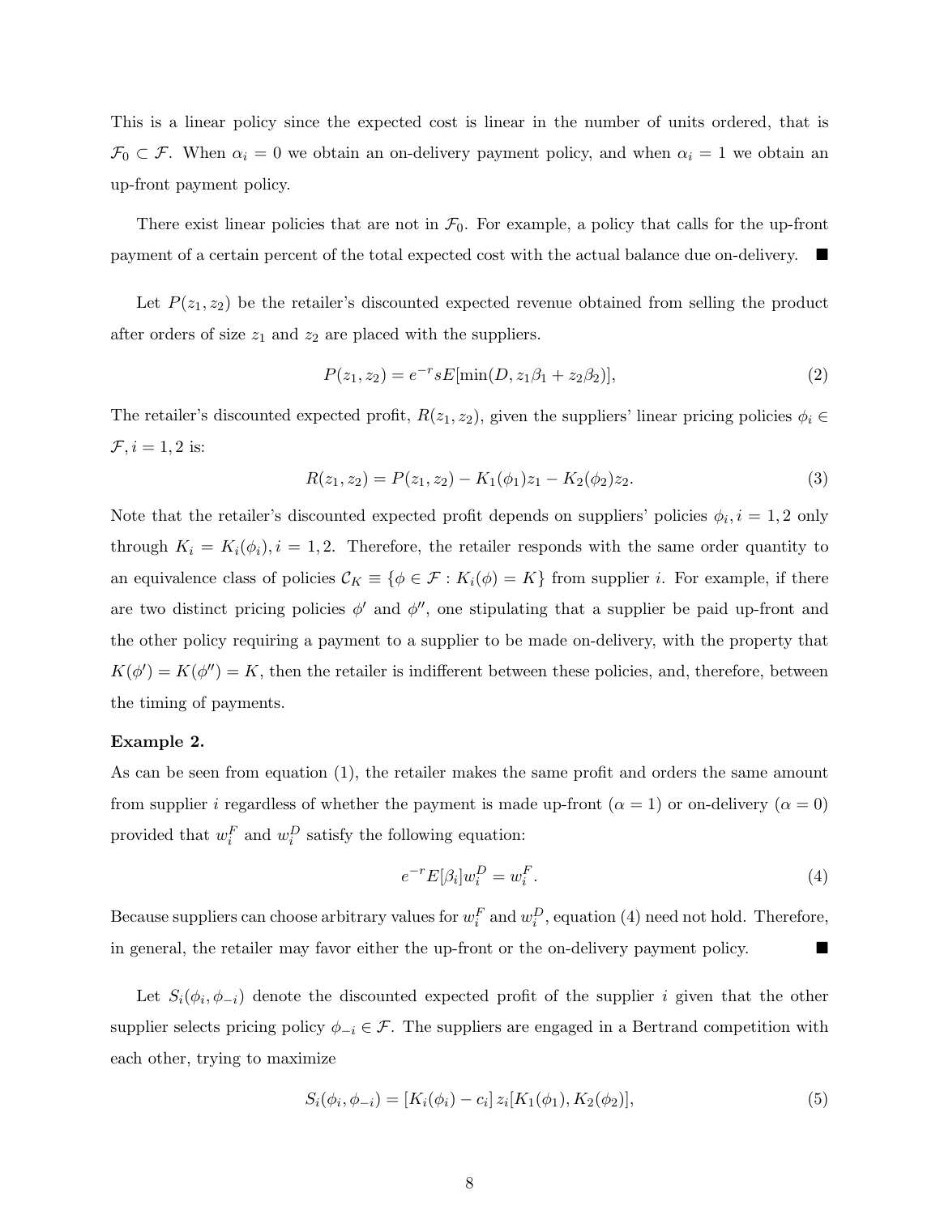This is a linear policy since the expected cost is linear in the number of units ordered, that is $\mathcal{F}_0 \subset \mathcal{F}$. When $\alpha_i = 0$ we obtain an on-delivery payment policy, and when $\alpha_i = 1$ we obtain an up-front payment policy.

There exist linear policies that are not in $\mathcal{F}_0$. For example, a policy that calls for the up-front payment of a certain percent of the total expected cost with the actual balance due on-delivery. ■

Let $P(z_1, z_2)$ be the retailer's discounted expected revenue obtained from selling the product after orders of size $z_1$ and $z_2$ are placed with the suppliers.

$$P(z_1, z_2) = e^{-r} s E[\min(D, z_1\beta_1 + z_2\beta_2)], \tag{2}$$

The retailer's discounted expected profit, $R(z_1, z_2)$, given the suppliers' linear pricing policies $\phi_i \in \mathcal{F}, i = 1, 2$ is:

$$R(z_1, z_2) = P(z_1, z_2) - K_1(\phi_1)z_1 - K_2(\phi_2)z_2. \tag{3}$$

Note that the retailer's discounted expected profit depends on suppliers' policies $\phi_i, i = 1, 2$ only through $K_i = K_i(\phi_i), i = 1, 2$. Therefore, the retailer responds with the same order quantity to an equivalence class of policies $\mathcal{C}_K \equiv \{\phi \in \mathcal{F} : K_i(\phi) = K\}$ from supplier $i$. For example, if there are two distinct pricing policies $\phi'$ and $\phi''$, one stipulating that a supplier be paid up-front and the other policy requiring a payment to a supplier to be made on-delivery, with the property that $K(\phi') = K(\phi'') = K$, then the retailer is indifferent between these policies, and, therefore, between the timing of payments.

**Example 2.**

As can be seen from equation (1), the retailer makes the same profit and orders the same amount from supplier $i$ regardless of whether the payment is made up-front ($\alpha = 1$) or on-delivery ($\alpha = 0$) provided that $w_i^F$ and $w_i^D$ satisfy the following equation:

$$e^{-r} E[\beta_i] w_i^D = w_i^F. \tag{4}$$

Because suppliers can choose arbitrary values for $w_i^F$ and $w_i^D$, equation (4) need not hold. Therefore, in general, the retailer may favor either the up-front or the on-delivery payment policy. ■

Let $S_i(\phi_i, \phi_{-i})$ denote the discounted expected profit of the supplier $i$ given that the other supplier selects pricing policy $\phi_{-i} \in \mathcal{F}$. The suppliers are engaged in a Bertrand competition with each other, trying to maximize

$$S_i(\phi_i, \phi_{-i}) = [K_i(\phi_i) - c_i]\, z_i[K_1(\phi_1), K_2(\phi_2)], \tag{5}$$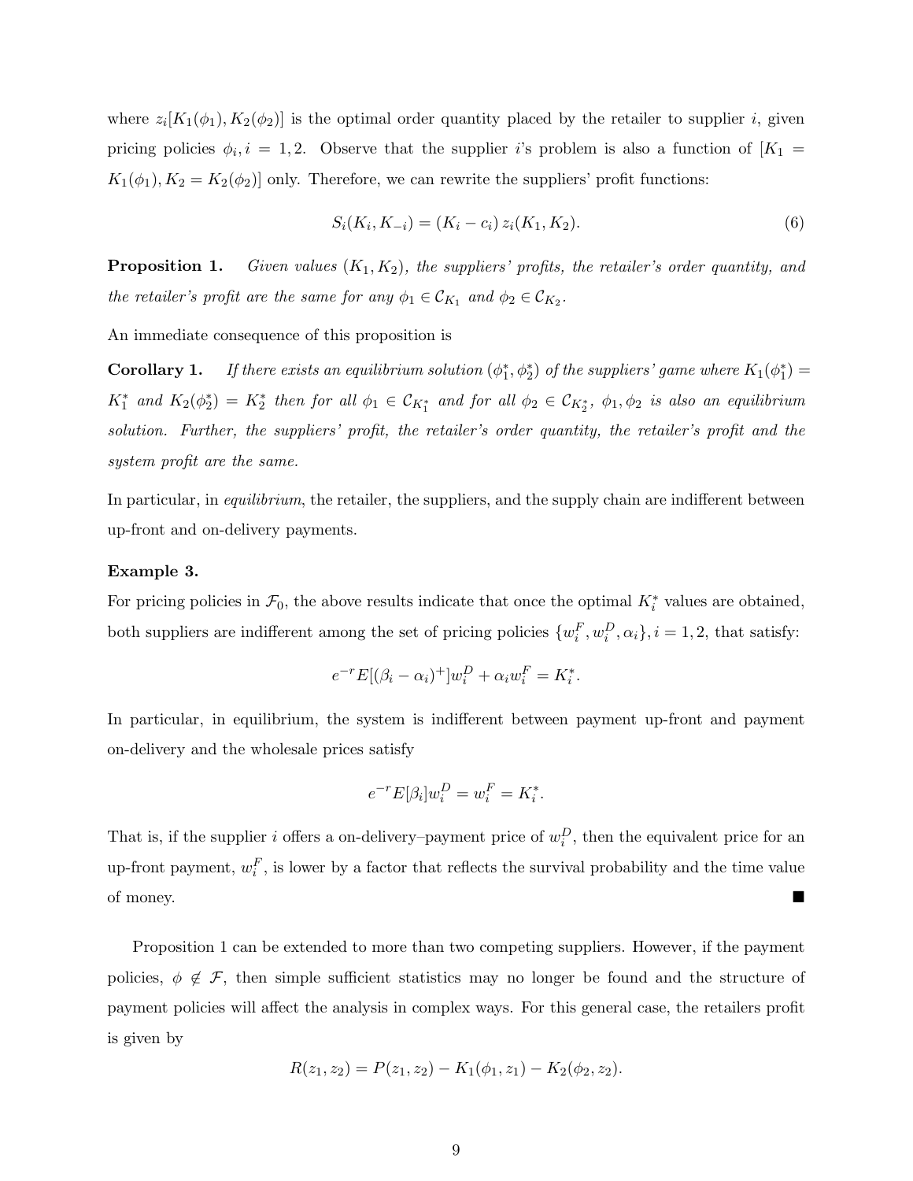where $z_i[K_1(\phi_1), K_2(\phi_2)]$ is the optimal order quantity placed by the retailer to supplier $i$, given pricing policies $\phi_i, i = 1, 2$. Observe that the supplier $i$'s problem is also a function of $[K_1 = K_1(\phi_1), K_2 = K_2(\phi_2)]$ only. Therefore, we can rewrite the suppliers' profit functions:

$$S_i(K_i, K_{-i}) = (K_i - c_i)\, z_i(K_1, K_2). \tag{6}$$

**Proposition 1.** *Given values $(K_1, K_2)$, the suppliers' profits, the retailer's order quantity, and the retailer's profit are the same for any $\phi_1 \in \mathcal{C}_{K_1}$ and $\phi_2 \in \mathcal{C}_{K_2}$.*

An immediate consequence of this proposition is

**Corollary 1.** *If there exists an equilibrium solution $(\phi_1^*, \phi_2^*)$ of the suppliers' game where $K_1(\phi_1^*) = K_1^*$ and $K_2(\phi_2^*) = K_2^*$ then for all $\phi_1 \in \mathcal{C}_{K_1^*}$ and for all $\phi_2 \in \mathcal{C}_{K_2^*}$, $\phi_1, \phi_2$ is also an equilibrium solution. Further, the suppliers' profit, the retailer's order quantity, the retailer's profit and the system profit are the same.*

In particular, in *equilibrium*, the retailer, the suppliers, and the supply chain are indifferent between up-front and on-delivery payments.

**Example 3.**

For pricing policies in $\mathcal{F}_0$, the above results indicate that once the optimal $K_i^*$ values are obtained, both suppliers are indifferent among the set of pricing policies $\{w_i^F, w_i^D, \alpha_i\}, i = 1, 2$, that satisfy:

$$e^{-r} E[(\beta_i - \alpha_i)^+] w_i^D + \alpha_i w_i^F = K_i^*.$$

In particular, in equilibrium, the system is indifferent between payment up-front and payment on-delivery and the wholesale prices satisfy

$$e^{-r} E[\beta_i] w_i^D = w_i^F = K_i^*.$$

That is, if the supplier $i$ offers a on-delivery–payment price of $w_i^D$, then the equivalent price for an up-front payment, $w_i^F$, is lower by a factor that reflects the survival probability and the time value of money. ■

Proposition 1 can be extended to more than two competing suppliers. However, if the payment policies, $\phi \notin \mathcal{F}$, then simple sufficient statistics may no longer be found and the structure of payment policies will affect the analysis in complex ways. For this general case, the retailers profit is given by

$$R(z_1, z_2) = P(z_1, z_2) - K_1(\phi_1, z_1) - K_2(\phi_2, z_2).$$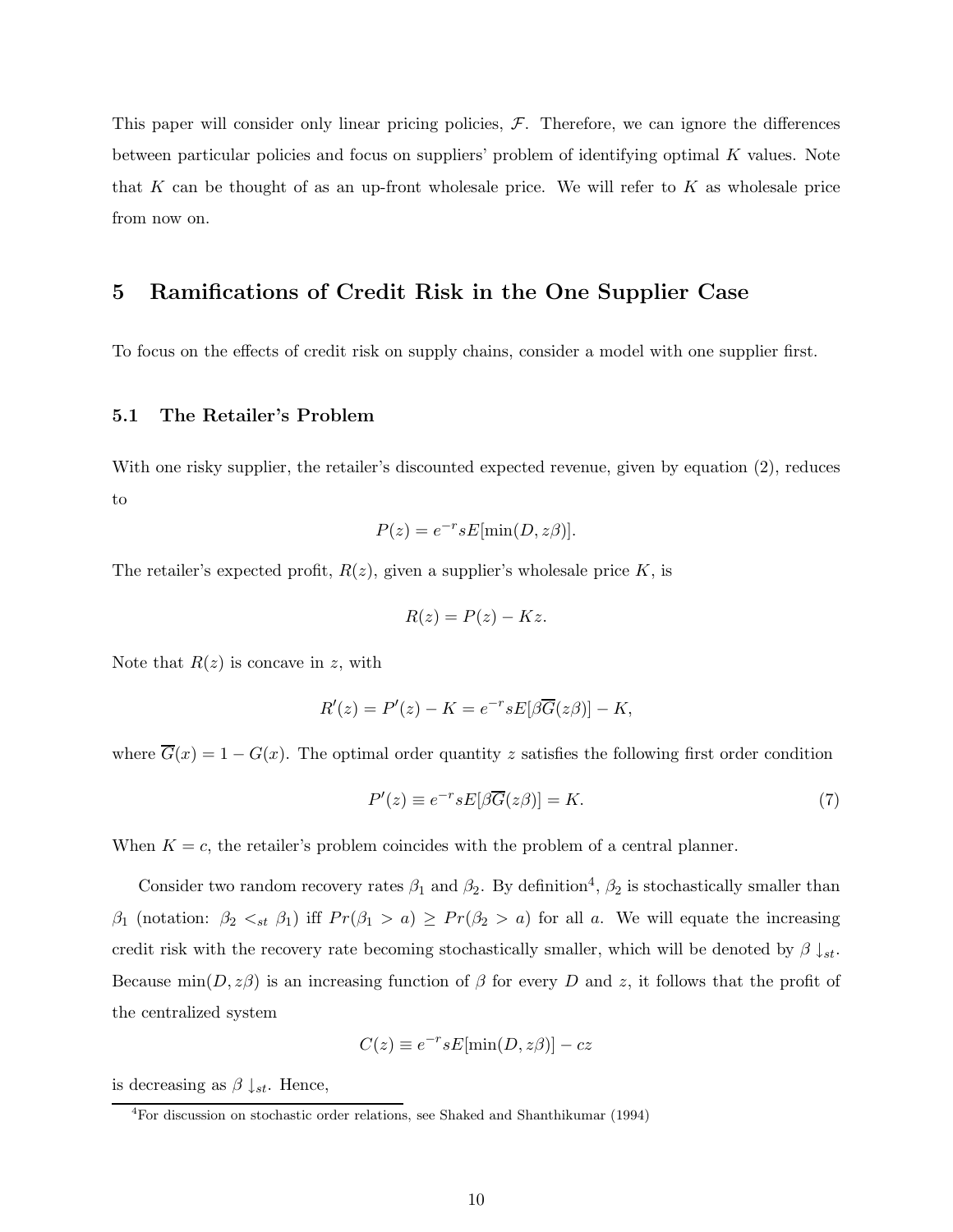This paper will consider only linear pricing policies, $\mathcal{F}$. Therefore, we can ignore the differences between particular policies and focus on suppliers' problem of identifying optimal $K$ values. Note that $K$ can be thought of as an up-front wholesale price. We will refer to $K$ as wholesale price from now on.

## 5 Ramifications of Credit Risk in the One Supplier Case

To focus on the effects of credit risk on supply chains, consider a model with one supplier first.

### 5.1 The Retailer's Problem

With one risky supplier, the retailer's discounted expected revenue, given by equation (2), reduces to

$$P(z) = e^{-r} sE[\min(D, z\beta)].$$

The retailer's expected profit, $R(z)$, given a supplier's wholesale price $K$, is

$$R(z) = P(z) - Kz.$$

Note that $R(z)$ is concave in $z$, with

$$R'(z) = P'(z) - K = e^{-r} sE[\beta \overline{G}(z\beta)] - K,$$

where $\overline{G}(x) = 1 - G(x)$. The optimal order quantity $z$ satisfies the following first order condition

$$P'(z) \equiv e^{-r} sE[\beta \overline{G}(z\beta)] = K. \tag{7}$$

When $K = c$, the retailer's problem coincides with the problem of a central planner.

Consider two random recovery rates $\beta_1$ and $\beta_2$. By definition[4], $\beta_2$ is stochastically smaller than $\beta_1$ (notation: $\beta_2 <_{st} \beta_1$) iff $Pr(\beta_1 > a) \geq Pr(\beta_2 > a)$ for all $a$. We will equate the increasing credit risk with the recovery rate becoming stochastically smaller, which will be denoted by $\beta \downarrow_{st}$. Because $\min(D, z\beta)$ is an increasing function of $\beta$ for every $D$ and $z$, it follows that the profit of the centralized system

$$C(z) \equiv e^{-r} sE[\min(D, z\beta)] - cz$$

is decreasing as $\beta \downarrow_{st}$. Hence,

[4] For discussion on stochastic order relations, see Shaked and Shanthikumar (1994)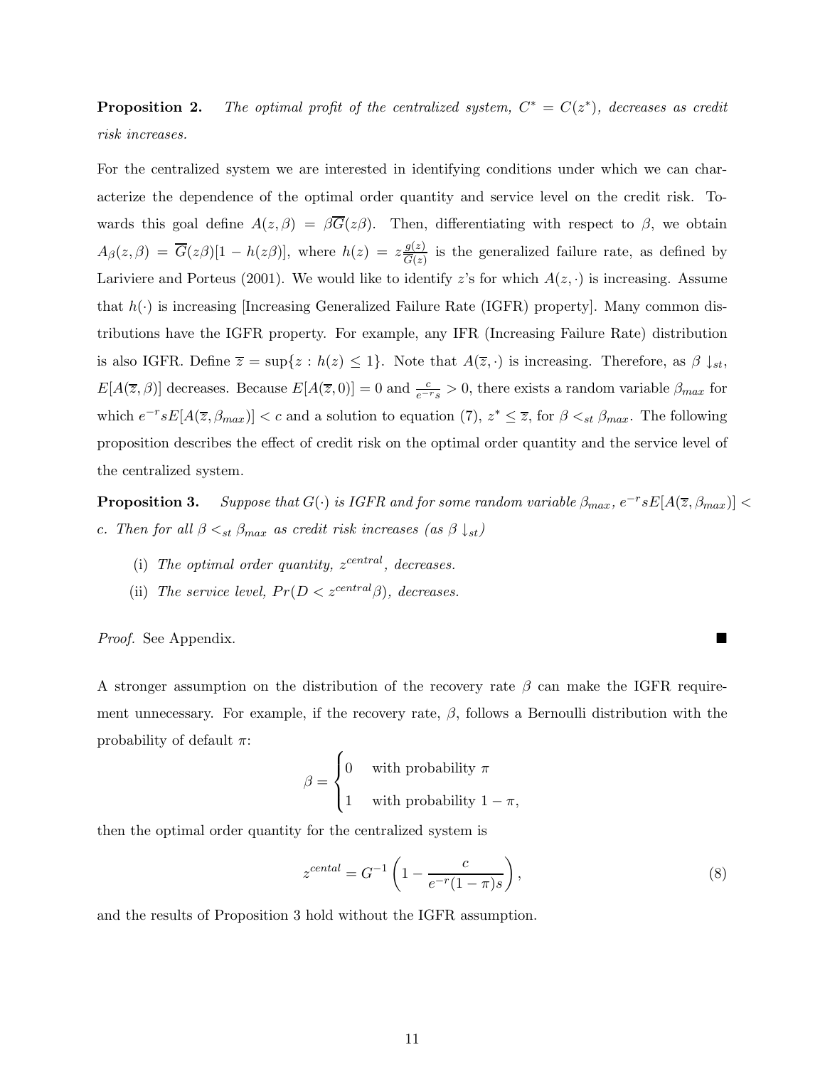**Proposition 2.** *The optimal profit of the centralized system, $C^* = C(z^*)$, decreases as credit risk increases.*

For the centralized system we are interested in identifying conditions under which we can characterize the dependence of the optimal order quantity and service level on the credit risk. Towards this goal define $A(z, \beta) = \beta \overline{G}(z\beta)$. Then, differentiating with respect to $\beta$, we obtain $A_\beta(z, \beta) = \overline{G}(z\beta)[1 - h(z\beta)]$, where $h(z) = z\frac{g(z)}{\overline{G}(z)}$ is the generalized failure rate, as defined by Lariviere and Porteus (2001). We would like to identify $z$'s for which $A(z, \cdot)$ is increasing. Assume that $h(\cdot)$ is increasing [Increasing Generalized Failure Rate (IGFR) property]. Many common distributions have the IGFR property. For example, any IFR (Increasing Failure Rate) distribution is also IGFR. Define $\overline{z} = \sup\{z : h(z) \leq 1\}$. Note that $A(\overline{z}, \cdot)$ is increasing. Therefore, as $\beta \downarrow_{st}$, $E[A(\overline{z}, \beta)]$ decreases. Because $E[A(\overline{z}, 0)] = 0$ and $\frac{c}{e^{-r}s} > 0$, there exists a random variable $\beta_{max}$ for which $e^{-r}sE[A(\overline{z}, \beta_{max})] < c$ and a solution to equation (7), $z^* \leq \overline{z}$, for $\beta <_{st} \beta_{max}$. The following proposition describes the effect of credit risk on the optimal order quantity and the service level of the centralized system.

**Proposition 3.** *Suppose that $G(\cdot)$ is IGFR and for some random variable $\beta_{max}$, $e^{-r}sE[A(\overline{z}, \beta_{max})] < c$. Then for all $\beta <_{st} \beta_{max}$ as credit risk increases (as $\beta \downarrow_{st}$)*

(i) *The optimal order quantity, $z^{central}$, decreases.*

(ii) *The service level, $Pr(D < z^{central}\beta)$, decreases.*

*Proof.* See Appendix. ∎

A stronger assumption on the distribution of the recovery rate $\beta$ can make the IGFR requirement unnecessary. For example, if the recovery rate, $\beta$, follows a Bernoulli distribution with the probability of default $\pi$:

$$\beta = \begin{cases} 0 & \text{with probability } \pi \\ 1 & \text{with probability } 1 - \pi, \end{cases}$$

then the optimal order quantity for the centralized system is

$$z^{cental} = G^{-1}\left(1 - \frac{c}{e^{-r}(1-\pi)s}\right), \tag{8}$$

and the results of Proposition 3 hold without the IGFR assumption.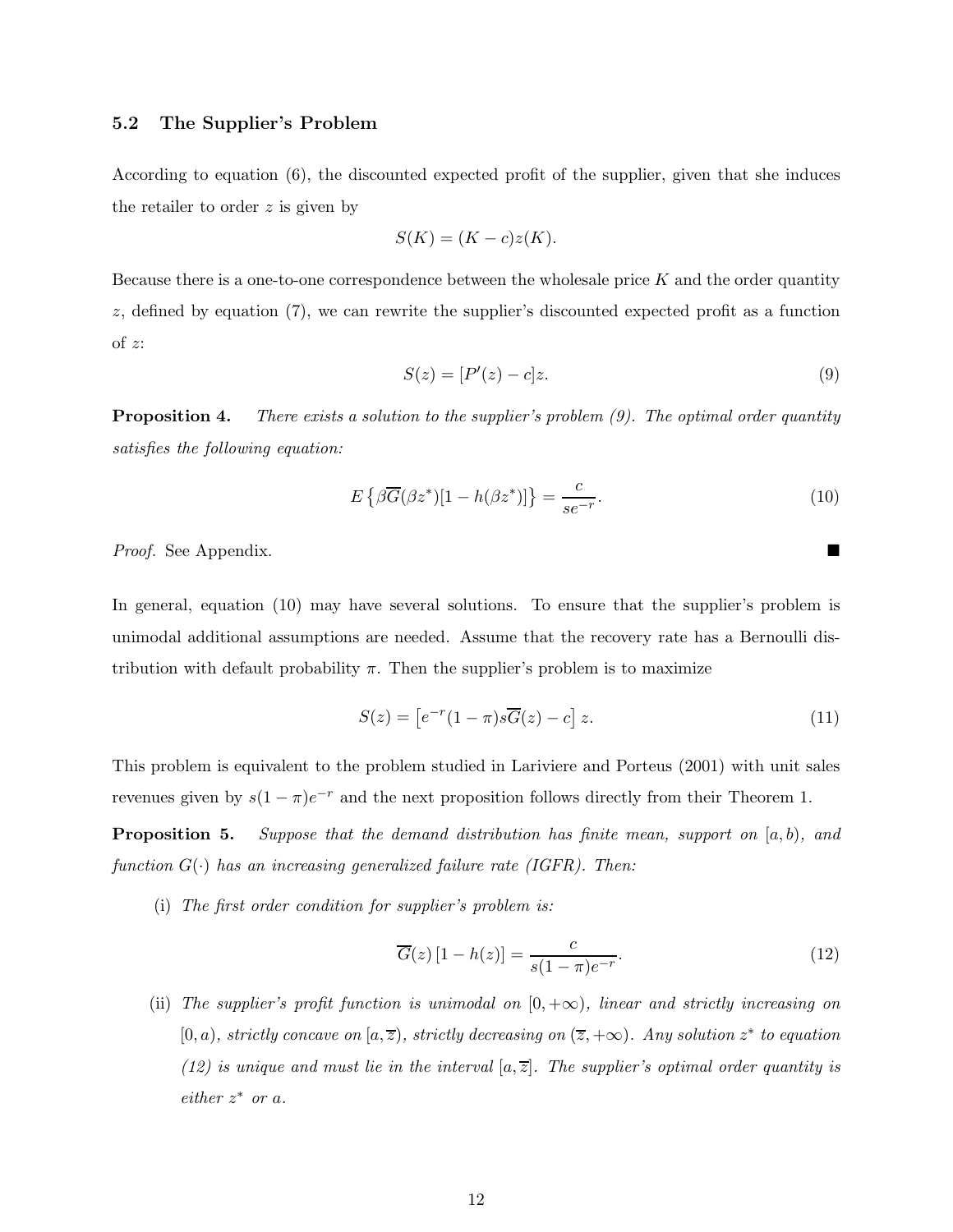### 5.2 The Supplier's Problem

According to equation (6), the discounted expected profit of the supplier, given that she induces the retailer to order $z$ is given by

$$S(K) = (K - c)z(K).$$

Because there is a one-to-one correspondence between the wholesale price $K$ and the order quantity $z$, defined by equation (7), we can rewrite the supplier's discounted expected profit as a function of $z$:

$$S(z) = [P'(z) - c]z. \tag{9}$$

**Proposition 4.** *There exists a solution to the supplier's problem (9). The optimal order quantity satisfies the following equation:*

$$E\left\{\beta\overline{G}(\beta z^*)[1 - h(\beta z^*)]\right\} = \frac{c}{se^{-r}}. \tag{10}$$

*Proof.* See Appendix. ■

In general, equation (10) may have several solutions. To ensure that the supplier's problem is unimodal additional assumptions are needed. Assume that the recovery rate has a Bernoulli distribution with default probability $\pi$. Then the supplier's problem is to maximize

$$S(z) = \left[e^{-r}(1 - \pi)s\overline{G}(z) - c\right] z. \tag{11}$$

This problem is equivalent to the problem studied in Lariviere and Porteus (2001) with unit sales revenues given by $s(1 - \pi)e^{-r}$ and the next proposition follows directly from their Theorem 1.

**Proposition 5.** *Suppose that the demand distribution has finite mean, support on $[a, b)$, and function $G(\cdot)$ has an increasing generalized failure rate (IGFR). Then:*

(i) *The first order condition for supplier's problem is:*

$$\overline{G}(z)\left[1 - h(z)\right] = \frac{c}{s(1 - \pi)e^{-r}}. \tag{12}$$

(ii) *The supplier's profit function is unimodal on $[0, +\infty)$, linear and strictly increasing on $[0, a)$, strictly concave on $[a, \overline{z})$, strictly decreasing on $(\overline{z}, +\infty)$. Any solution $z^*$ to equation (12) is unique and must lie in the interval $[a, \overline{z}]$. The supplier's optimal order quantity is either $z^*$ or $a$.*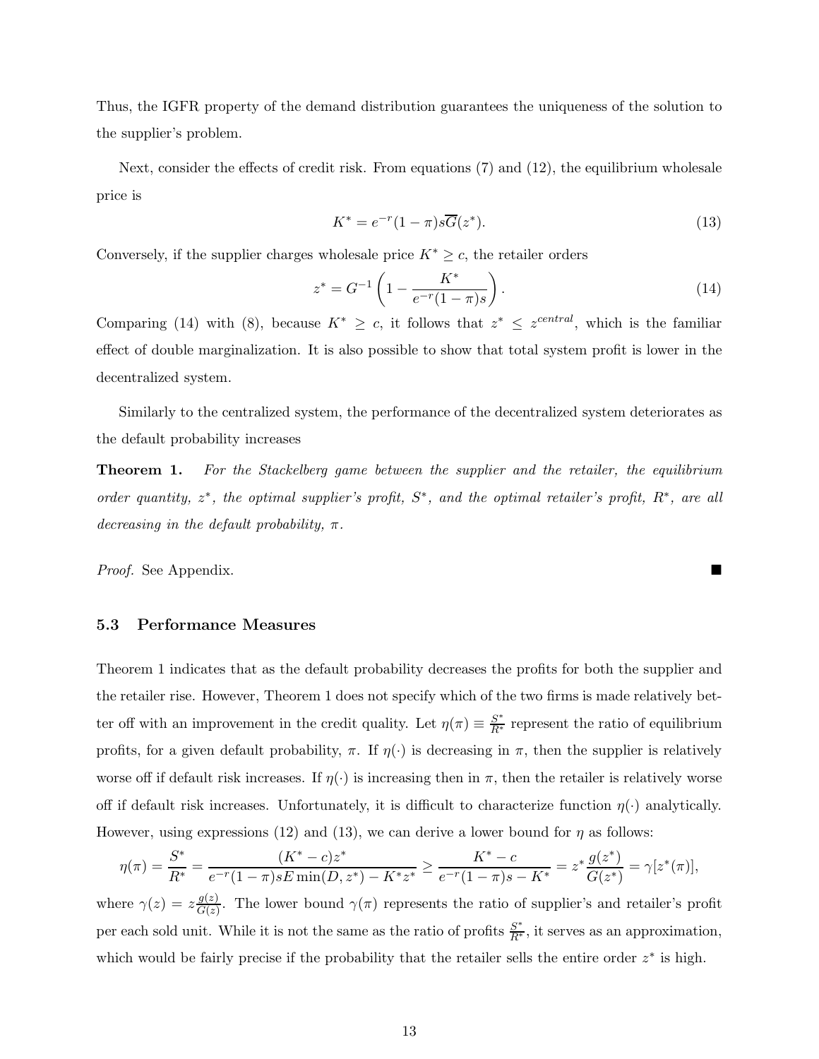Thus, the IGFR property of the demand distribution guarantees the uniqueness of the solution to the supplier's problem.

Next, consider the effects of credit risk. From equations (7) and (12), the equilibrium wholesale price is

$$K^* = e^{-r}(1-\pi)s\overline{G}(z^*). \tag{13}$$

Conversely, if the supplier charges wholesale price $K^* \geq c$, the retailer orders

$$z^* = G^{-1}\left(1 - \frac{K^*}{e^{-r}(1-\pi)s}\right). \tag{14}$$

Comparing (14) with (8), because $K^* \geq c$, it follows that $z^* \leq z^{central}$, which is the familiar effect of double marginalization. It is also possible to show that total system profit is lower in the decentralized system.

Similarly to the centralized system, the performance of the decentralized system deteriorates as the default probability increases

**Theorem 1.** *For the Stackelberg game between the supplier and the retailer, the equilibrium order quantity, $z^*$, the optimal supplier's profit, $S^*$, and the optimal retailer's profit, $R^*$, are all decreasing in the default probability, $\pi$.*

*Proof.* See Appendix. ■

### 5.3 Performance Measures

Theorem 1 indicates that as the default probability decreases the profits for both the supplier and the retailer rise. However, Theorem 1 does not specify which of the two firms is made relatively better off with an improvement in the credit quality. Let $\eta(\pi) \equiv \frac{S^*}{R^*}$ represent the ratio of equilibrium profits, for a given default probability, $\pi$. If $\eta(\cdot)$ is decreasing in $\pi$, then the supplier is relatively worse off if default risk increases. If $\eta(\cdot)$ is increasing then in $\pi$, then the retailer is relatively worse off if default risk increases. Unfortunately, it is difficult to characterize function $\eta(\cdot)$ analytically. However, using expressions (12) and (13), we can derive a lower bound for $\eta$ as follows:

$$\eta(\pi) = \frac{S^*}{R^*} = \frac{(K^* - c)z^*}{e^{-r}(1-\pi)sE\min(D, z^*) - K^*z^*} \geq \frac{K^* - c}{e^{-r}(1-\pi)s - K^*} = z^*\frac{g(z^*)}{G(z^*)} = \gamma[z^*(\pi)],$$

where $\gamma(z) = z\frac{g(z)}{G(z)}$. The lower bound $\gamma(\pi)$ represents the ratio of supplier's and retailer's profit per each sold unit. While it is not the same as the ratio of profits $\frac{S^*}{R^*}$, it serves as an approximation, which would be fairly precise if the probability that the retailer sells the entire order $z^*$ is high.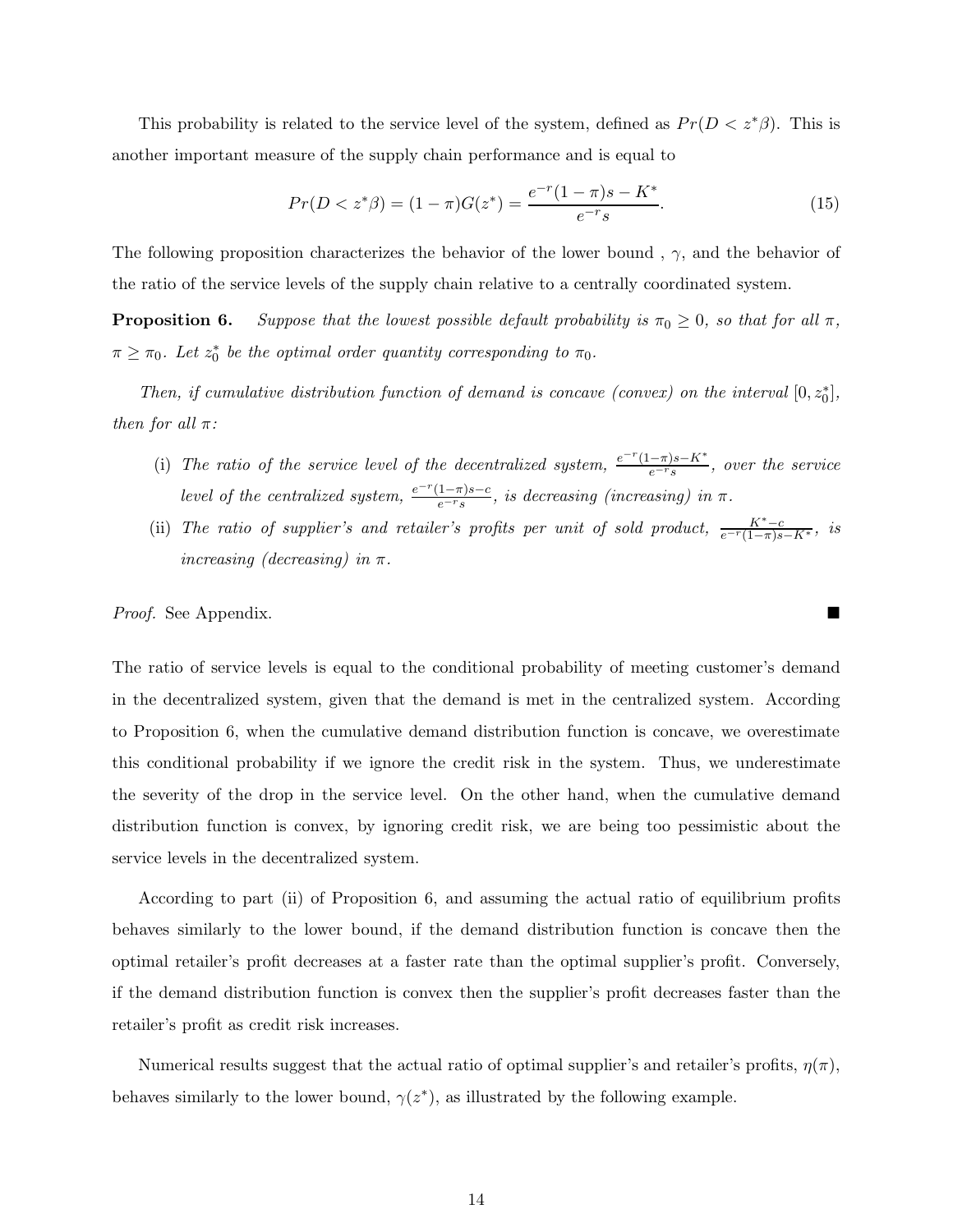This probability is related to the service level of the system, defined as $Pr(D < z^*\beta)$. This is another important measure of the supply chain performance and is equal to

$$Pr(D < z^*\beta) = (1-\pi)G(z^*) = \frac{e^{-r}(1-\pi)s - K^*}{e^{-r}s}. \tag{15}$$

The following proposition characterizes the behavior of the lower bound , $\gamma$, and the behavior of the ratio of the service levels of the supply chain relative to a centrally coordinated system.

**Proposition 6.** *Suppose that the lowest possible default probability is $\pi_0 \geq 0$, so that for all $\pi$, $\pi \geq \pi_0$. Let $z_0^*$ be the optimal order quantity corresponding to $\pi_0$.*

*Then, if cumulative distribution function of demand is concave (convex) on the interval $[0, z_0^*]$, then for all $\pi$:*

- (i) *The ratio of the service level of the decentralized system, $\frac{e^{-r}(1-\pi)s-K^*}{e^{-r}s}$, over the service level of the centralized system, $\frac{e^{-r}(1-\pi)s-c}{e^{-r}s}$, is decreasing (increasing) in $\pi$.*
- (ii) *The ratio of supplier's and retailer's profits per unit of sold product, $\frac{K^*-c}{e^{-r}(1-\pi)s-K^*}$, is increasing (decreasing) in $\pi$.*

*Proof.* See Appendix. ∎

The ratio of service levels is equal to the conditional probability of meeting customer's demand in the decentralized system, given that the demand is met in the centralized system. According to Proposition 6, when the cumulative demand distribution function is concave, we overestimate this conditional probability if we ignore the credit risk in the system. Thus, we underestimate the severity of the drop in the service level. On the other hand, when the cumulative demand distribution function is convex, by ignoring credit risk, we are being too pessimistic about the service levels in the decentralized system.

According to part (ii) of Proposition 6, and assuming the actual ratio of equilibrium profits behaves similarly to the lower bound, if the demand distribution function is concave then the optimal retailer's profit decreases at a faster rate than the optimal supplier's profit. Conversely, if the demand distribution function is convex then the supplier's profit decreases faster than the retailer's profit as credit risk increases.

Numerical results suggest that the actual ratio of optimal supplier's and retailer's profits, $\eta(\pi)$, behaves similarly to the lower bound, $\gamma(z^*)$, as illustrated by the following example.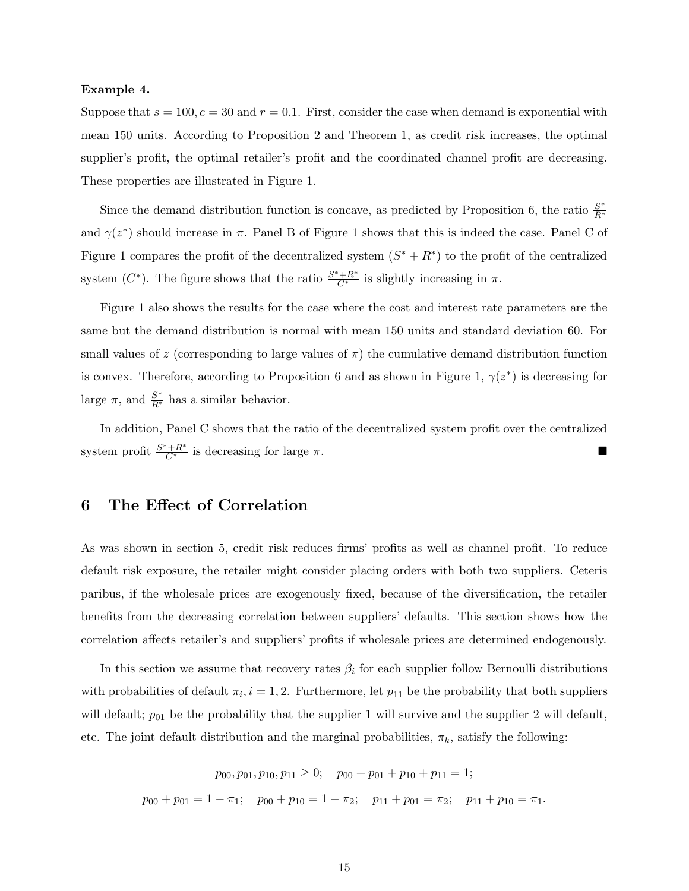**Example 4.**

Suppose that $s = 100, c = 30$ and $r = 0.1$. First, consider the case when demand is exponential with mean 150 units. According to Proposition 2 and Theorem 1, as credit risk increases, the optimal supplier's profit, the optimal retailer's profit and the coordinated channel profit are decreasing. These properties are illustrated in Figure 1.

Since the demand distribution function is concave, as predicted by Proposition 6, the ratio $\frac{S^*}{R^*}$ and $\gamma(z^*)$ should increase in $\pi$. Panel B of Figure 1 shows that this is indeed the case. Panel C of Figure 1 compares the profit of the decentralized system ($S^* + R^*$) to the profit of the centralized system ($C^*$). The figure shows that the ratio $\frac{S^*+R^*}{C^*}$ is slightly increasing in $\pi$.

Figure 1 also shows the results for the case where the cost and interest rate parameters are the same but the demand distribution is normal with mean 150 units and standard deviation 60. For small values of $z$ (corresponding to large values of $\pi$) the cumulative demand distribution function is convex. Therefore, according to Proposition 6 and as shown in Figure 1, $\gamma(z^*)$ is decreasing for large $\pi$, and $\frac{S^*}{R^*}$ has a similar behavior.

In addition, Panel C shows that the ratio of the decentralized system profit over the centralized system profit $\frac{S^*+R^*}{C^*}$ is decreasing for large $\pi$. ∎

## 6 The Effect of Correlation

As was shown in section 5, credit risk reduces firms' profits as well as channel profit. To reduce default risk exposure, the retailer might consider placing orders with both two suppliers. Ceteris paribus, if the wholesale prices are exogenously fixed, because of the diversification, the retailer benefits from the decreasing correlation between suppliers' defaults. This section shows how the correlation affects retailer's and suppliers' profits if wholesale prices are determined endogenously.

In this section we assume that recovery rates $\beta_i$ for each supplier follow Bernoulli distributions with probabilities of default $\pi_i, i = 1, 2$. Furthermore, let $p_{11}$ be the probability that both suppliers will default; $p_{01}$ be the probability that the supplier 1 will survive and the supplier 2 will default, etc. The joint default distribution and the marginal probabilities, $\pi_k$, satisfy the following:

$$p_{00}, p_{01}, p_{10}, p_{11} \geq 0; \quad p_{00} + p_{01} + p_{10} + p_{11} = 1;$$

$$p_{00} + p_{01} = 1 - \pi_1; \quad p_{00} + p_{10} = 1 - \pi_2; \quad p_{11} + p_{01} = \pi_2; \quad p_{11} + p_{10} = \pi_1.$$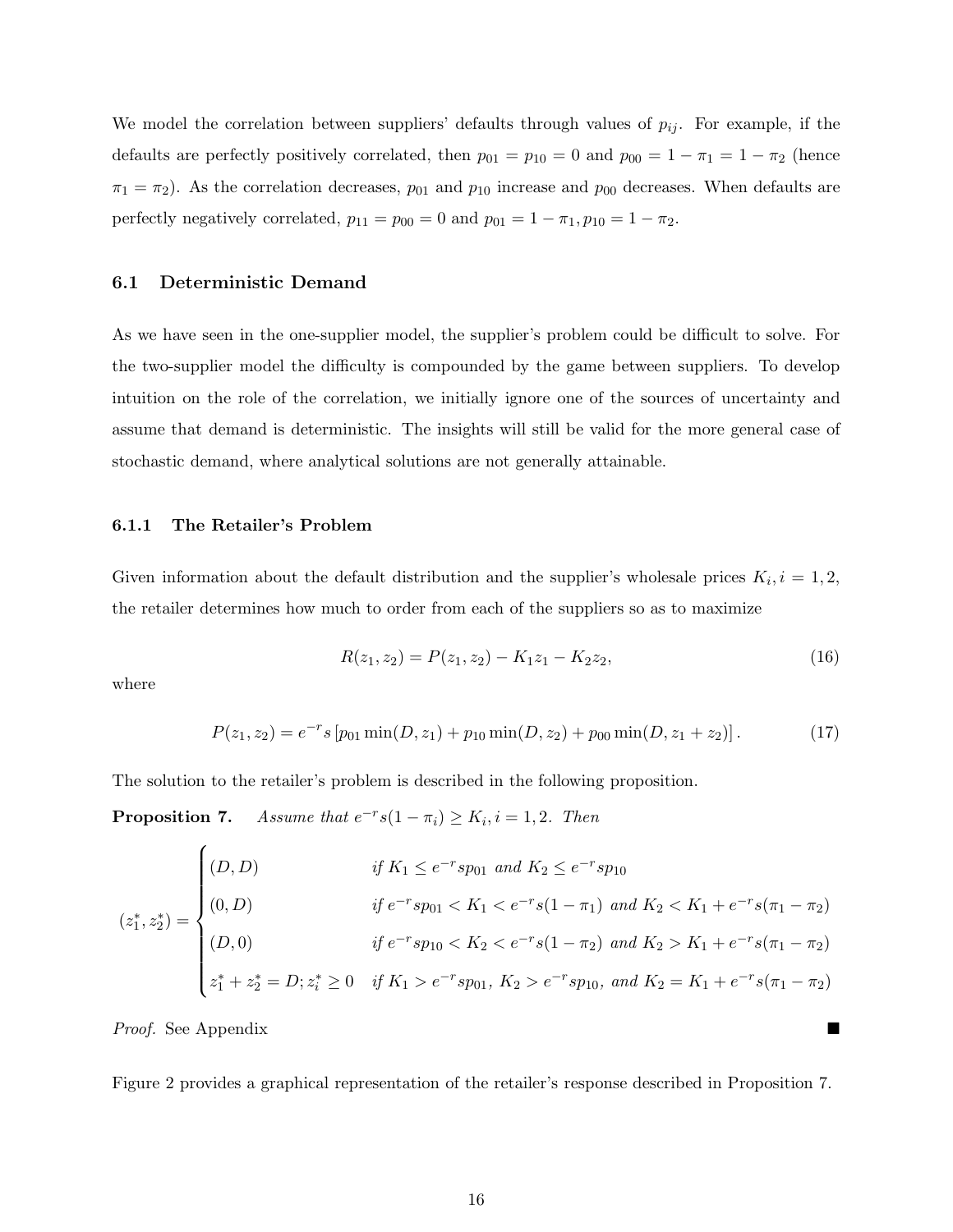We model the correlation between suppliers' defaults through values of $p_{ij}$. For example, if the defaults are perfectly positively correlated, then $p_{01} = p_{10} = 0$ and $p_{00} = 1 - \pi_1 = 1 - \pi_2$ (hence $\pi_1 = \pi_2$). As the correlation decreases, $p_{01}$ and $p_{10}$ increase and $p_{00}$ decreases. When defaults are perfectly negatively correlated, $p_{11} = p_{00} = 0$ and $p_{01} = 1 - \pi_1, p_{10} = 1 - \pi_2$.

### 6.1 Deterministic Demand

As we have seen in the one-supplier model, the supplier's problem could be difficult to solve. For the two-supplier model the difficulty is compounded by the game between suppliers. To develop intuition on the role of the correlation, we initially ignore one of the sources of uncertainty and assume that demand is deterministic. The insights will still be valid for the more general case of stochastic demand, where analytical solutions are not generally attainable.

#### 6.1.1 The Retailer's Problem

Given information about the default distribution and the supplier's wholesale prices $K_i, i = 1, 2$, the retailer determines how much to order from each of the suppliers so as to maximize

$$R(z_1, z_2) = P(z_1, z_2) - K_1 z_1 - K_2 z_2, \tag{16}$$

where

$$P(z_1, z_2) = e^{-r} s \left[ p_{01} \min(D, z_1) + p_{10} \min(D, z_2) + p_{00} \min(D, z_1 + z_2) \right]. \tag{17}$$

The solution to the retailer's problem is described in the following proposition.

**Proposition 7.** *Assume that $e^{-r} s(1 - \pi_i) \geq K_i, i = 1, 2$. Then*

$$(z_1^*, z_2^*) = \begin{cases} (D, D) & \text{if } K_1 \leq e^{-r} s p_{01} \text{ and } K_2 \leq e^{-r} s p_{10} \\ (0, D) & \text{if } e^{-r} s p_{01} < K_1 < e^{-r} s(1 - \pi_1) \text{ and } K_2 < K_1 + e^{-r} s(\pi_1 - \pi_2) \\ (D, 0) & \text{if } e^{-r} s p_{10} < K_2 < e^{-r} s(1 - \pi_2) \text{ and } K_2 > K_1 + e^{-r} s(\pi_1 - \pi_2) \\ z_1^* + z_2^* = D; z_i^* \geq 0 & \text{if } K_1 > e^{-r} s p_{01},\ K_2 > e^{-r} s p_{10}, \text{ and } K_2 = K_1 + e^{-r} s(\pi_1 - \pi_2) \end{cases}$$

*Proof.* See Appendix ∎

Figure 2 provides a graphical representation of the retailer's response described in Proposition 7.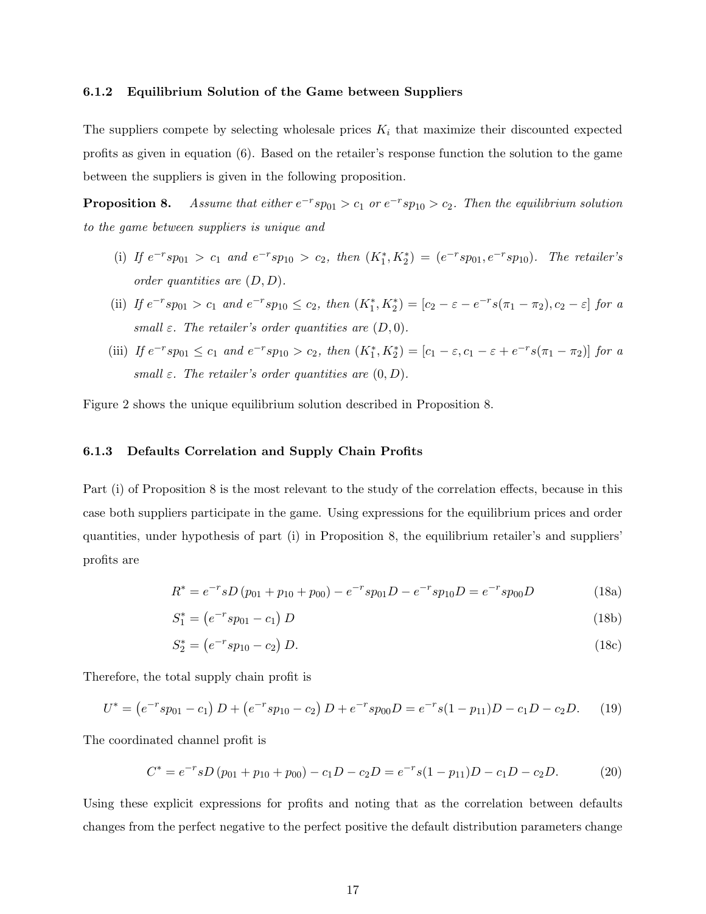### 6.1.2 Equilibrium Solution of the Game between Suppliers

The suppliers compete by selecting wholesale prices $K_i$ that maximize their discounted expected profits as given in equation (6). Based on the retailer's response function the solution to the game between the suppliers is given in the following proposition.

**Proposition 8.** *Assume that either $e^{-r}sp_{01} > c_1$ or $e^{-r}sp_{10} > c_2$. Then the equilibrium solution to the game between suppliers is unique and*

(i) *If $e^{-r}sp_{01} > c_1$ and $e^{-r}sp_{10} > c_2$, then $(K_1^*, K_2^*) = (e^{-r}sp_{01}, e^{-r}sp_{10})$. The retailer's order quantities are $(D, D)$.*

(ii) *If $e^{-r}sp_{01} > c_1$ and $e^{-r}sp_{10} \leq c_2$, then $(K_1^*, K_2^*) = [c_2 - \varepsilon - e^{-r}s(\pi_1 - \pi_2), c_2 - \varepsilon]$ for a small $\varepsilon$. The retailer's order quantities are $(D, 0)$.*

(iii) *If $e^{-r}sp_{01} \leq c_1$ and $e^{-r}sp_{10} > c_2$, then $(K_1^*, K_2^*) = [c_1 - \varepsilon, c_1 - \varepsilon + e^{-r}s(\pi_1 - \pi_2)]$ for a small $\varepsilon$. The retailer's order quantities are $(0, D)$.*

Figure 2 shows the unique equilibrium solution described in Proposition 8.

### 6.1.3 Defaults Correlation and Supply Chain Profits

Part (i) of Proposition 8 is the most relevant to the study of the correlation effects, because in this case both suppliers participate in the game. Using expressions for the equilibrium prices and order quantities, under hypothesis of part (i) in Proposition 8, the equilibrium retailer's and suppliers' profits are

$$R^* = e^{-r}sD\left(p_{01} + p_{10} + p_{00}\right) - e^{-r}sp_{01}D - e^{-r}sp_{10}D = e^{-r}sp_{00}D \tag{18a}$$

$$S_1^* = \left(e^{-r}sp_{01} - c_1\right)D \tag{18b}$$

$$S_2^* = \left(e^{-r}sp_{10} - c_2\right)D. \tag{18c}$$

Therefore, the total supply chain profit is

$$U^* = \left(e^{-r}sp_{01} - c_1\right)D + \left(e^{-r}sp_{10} - c_2\right)D + e^{-r}sp_{00}D = e^{-r}s(1 - p_{11})D - c_1D - c_2D. \tag{19}$$

The coordinated channel profit is

$$C^* = e^{-r}sD\left(p_{01} + p_{10} + p_{00}\right) - c_1D - c_2D = e^{-r}s(1 - p_{11})D - c_1D - c_2D. \tag{20}$$

Using these explicit expressions for profits and noting that as the correlation between defaults changes from the perfect negative to the perfect positive the default distribution parameters change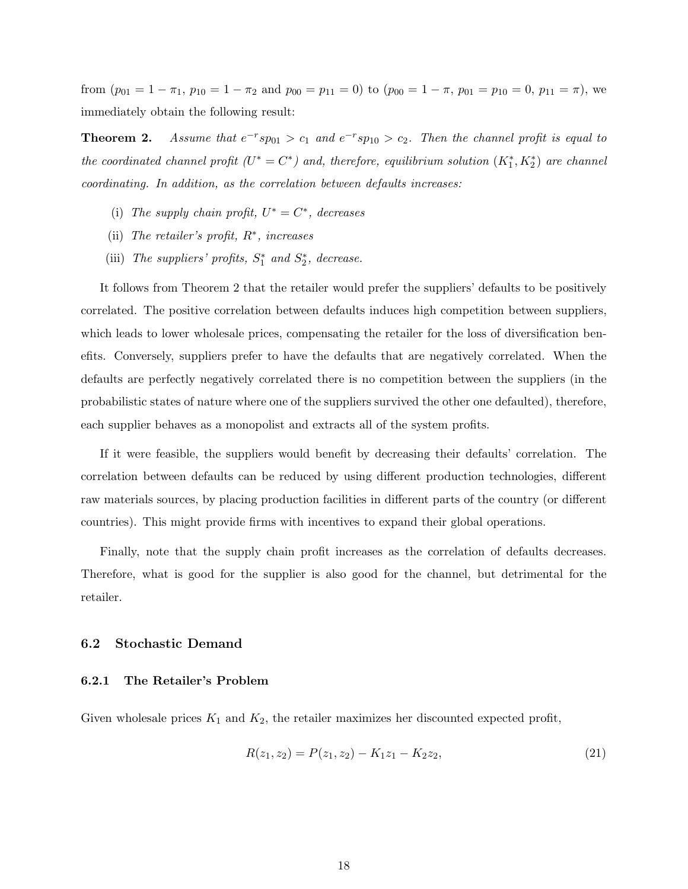from ($p_{01} = 1 - \pi_1$, $p_{10} = 1 - \pi_2$ and $p_{00} = p_{11} = 0$) to ($p_{00} = 1 - \pi$, $p_{01} = p_{10} = 0$, $p_{11} = \pi$), we immediately obtain the following result:

**Theorem 2.** *Assume that $e^{-r} s p_{01} > c_1$ and $e^{-r} s p_{10} > c_2$. Then the channel profit is equal to the coordinated channel profit ($U^* = C^*$) and, therefore, equilibrium solution $(K_1^*, K_2^*)$ are channel coordinating. In addition, as the correlation between defaults increases:*

(i) *The supply chain profit, $U^* = C^*$, decreases*

(ii) *The retailer's profit, $R^*$, increases*

(iii) *The suppliers' profits, $S_1^*$ and $S_2^*$, decrease.*

It follows from Theorem 2 that the retailer would prefer the suppliers' defaults to be positively correlated. The positive correlation between defaults induces high competition between suppliers, which leads to lower wholesale prices, compensating the retailer for the loss of diversification benefits. Conversely, suppliers prefer to have the defaults that are negatively correlated. When the defaults are perfectly negatively correlated there is no competition between the suppliers (in the probabilistic states of nature where one of the suppliers survived the other one defaulted), therefore, each supplier behaves as a monopolist and extracts all of the system profits.

If it were feasible, the suppliers would benefit by decreasing their defaults' correlation. The correlation between defaults can be reduced by using different production technologies, different raw materials sources, by placing production facilities in different parts of the country (or different countries). This might provide firms with incentives to expand their global operations.

Finally, note that the supply chain profit increases as the correlation of defaults decreases. Therefore, what is good for the supplier is also good for the channel, but detrimental for the retailer.

## 6.2 Stochastic Demand

### 6.2.1 The Retailer's Problem

Given wholesale prices $K_1$ and $K_2$, the retailer maximizes her discounted expected profit,

$$R(z_1, z_2) = P(z_1, z_2) - K_1 z_1 - K_2 z_2, \tag{21}$$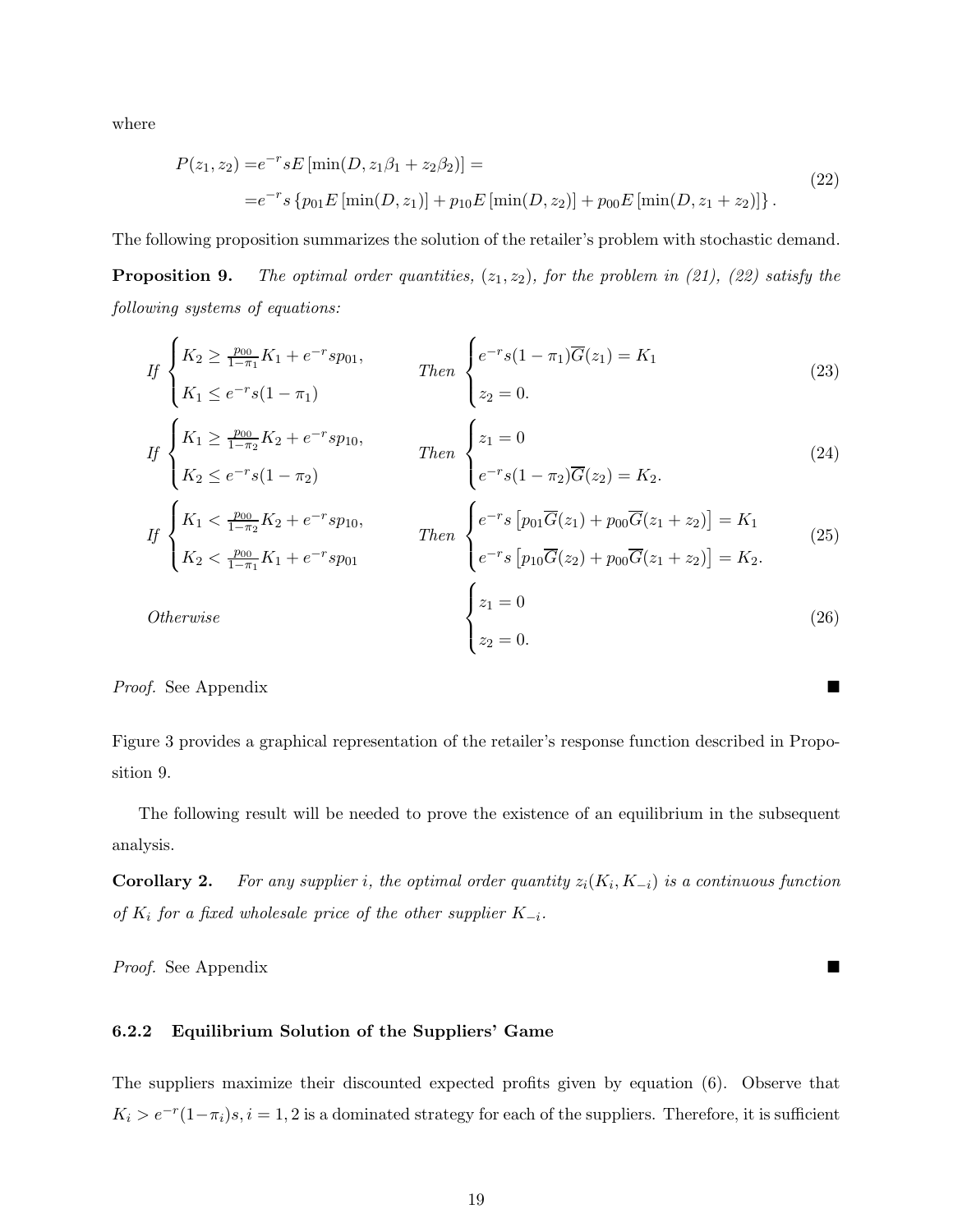where

$$
\begin{aligned}
P(z_1, z_2) =& e^{-r} s E\left[\min(D, z_1\beta_1 + z_2\beta_2)\right] = \\
=& e^{-r} s \left\{ p_{01} E\left[\min(D, z_1)\right] + p_{10} E\left[\min(D, z_2)\right] + p_{00} E\left[\min(D, z_1 + z_2)\right] \right\}.
\end{aligned}
\tag{22}
$$

The following proposition summarizes the solution of the retailer's problem with stochastic demand.

**Proposition 9.** *The optimal order quantities, $(z_1, z_2)$, for the problem in (21), (22) satisfy the following systems of equations:*

$$
\text{If } \begin{cases} K_2 \geq \frac{p_{00}}{1-\pi_1} K_1 + e^{-r} s p_{01}, \\ K_1 \leq e^{-r} s (1-\pi_1) \end{cases} \qquad \text{Then } \begin{cases} e^{-r} s (1-\pi_1) \overline{G}(z_1) = K_1 \\ z_2 = 0. \end{cases} \tag{23}
$$

$$
\text{If } \begin{cases} K_1 \geq \frac{p_{00}}{1-\pi_2} K_2 + e^{-r} s p_{10}, \\ K_2 \leq e^{-r} s (1-\pi_2) \end{cases} \qquad \text{Then } \begin{cases} z_1 = 0 \\ e^{-r} s (1-\pi_2) \overline{G}(z_2) = K_2. \end{cases} \tag{24}
$$

$$
\text{If } \begin{cases} K_1 < \frac{p_{00}}{1-\pi_2} K_2 + e^{-r} s p_{10}, \\ K_2 < \frac{p_{00}}{1-\pi_1} K_1 + e^{-r} s p_{01} \end{cases} \qquad \text{Then } \begin{cases} e^{-r} s \left[ p_{01} \overline{G}(z_1) + p_{00} \overline{G}(z_1 + z_2) \right] = K_1 \\ e^{-r} s \left[ p_{10} \overline{G}(z_2) + p_{00} \overline{G}(z_1 + z_2) \right] = K_2. \end{cases} \tag{25}
$$

$$
\text{Otherwise} \qquad \begin{cases} z_1 = 0 \\ z_2 = 0. \end{cases} \tag{26}
$$

*Proof.* See Appendix ■

Figure 3 provides a graphical representation of the retailer's response function described in Proposition 9.

The following result will be needed to prove the existence of an equilibrium in the subsequent analysis.

**Corollary 2.** *For any supplier $i$, the optimal order quantity $z_i(K_i, K_{-i})$ is a continuous function of $K_i$ for a fixed wholesale price of the other supplier $K_{-i}$.*

*Proof.* See Appendix ■

### 6.2.2 Equilibrium Solution of the Suppliers' Game

The suppliers maximize their discounted expected profits given by equation (6). Observe that $K_i > e^{-r}(1-\pi_i)s, i = 1, 2$ is a dominated strategy for each of the suppliers. Therefore, it is sufficient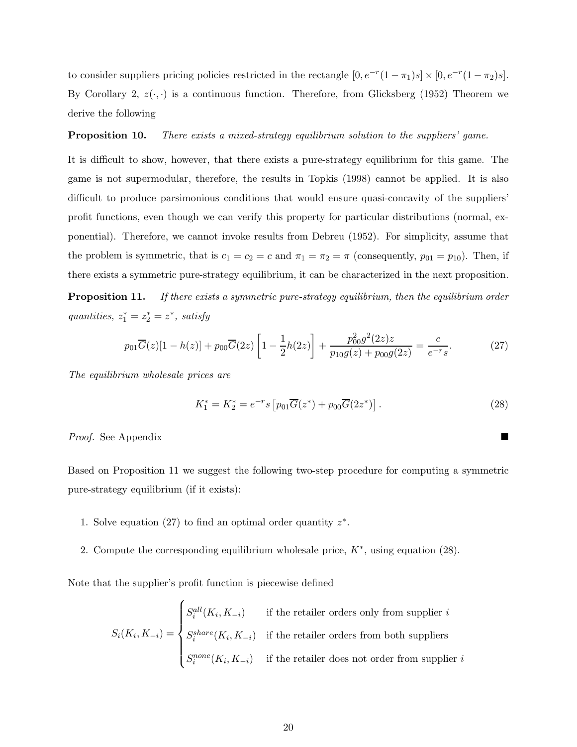to consider suppliers pricing policies restricted in the rectangle $[0, e^{-r}(1-\pi_1)s] \times [0, e^{-r}(1-\pi_2)s]$. By Corollary 2, $z(\cdot,\cdot)$ is a continuous function. Therefore, from Glicksberg (1952) Theorem we derive the following

**Proposition 10.** *There exists a mixed-strategy equilibrium solution to the suppliers' game.*

It is difficult to show, however, that there exists a pure-strategy equilibrium for this game. The game is not supermodular, therefore, the results in Topkis (1998) cannot be applied. It is also difficult to produce parsimonious conditions that would ensure quasi-concavity of the suppliers' profit functions, even though we can verify this property for particular distributions (normal, exponential). Therefore, we cannot invoke results from Debreu (1952). For simplicity, assume that the problem is symmetric, that is $c_1 = c_2 = c$ and $\pi_1 = \pi_2 = \pi$ (consequently, $p_{01} = p_{10}$). Then, if there exists a symmetric pure-strategy equilibrium, it can be characterized in the next proposition.

**Proposition 11.** *If there exists a symmetric pure-strategy equilibrium, then the equilibrium order quantities, $z_1^* = z_2^* = z^*$, satisfy*

$$p_{01}\overline{G}(z)[1-h(z)] + p_{00}\overline{G}(2z)\left[1-\frac{1}{2}h(2z)\right] + \frac{p_{00}^2 g^2(2z)z}{p_{10}g(z)+p_{00}g(2z)} = \frac{c}{e^{-r}s}. \tag{27}$$

*The equilibrium wholesale prices are*

$$K_1^* = K_2^* = e^{-r}s\left[p_{01}\overline{G}(z^*) + p_{00}\overline{G}(2z^*)\right]. \tag{28}$$

*Proof.* See Appendix ■

Based on Proposition 11 we suggest the following two-step procedure for computing a symmetric pure-strategy equilibrium (if it exists):

1. Solve equation (27) to find an optimal order quantity $z^*$.
2. Compute the corresponding equilibrium wholesale price, $K^*$, using equation (28).

Note that the supplier's profit function is piecewise defined

$$S_i(K_i, K_{-i}) = \begin{cases} S_i^{all}(K_i, K_{-i}) & \text{if the retailer orders only from supplier } i \\ S_i^{share}(K_i, K_{-i}) & \text{if the retailer orders from both suppliers} \\ S_i^{none}(K_i, K_{-i}) & \text{if the retailer does not order from supplier } i \end{cases}$$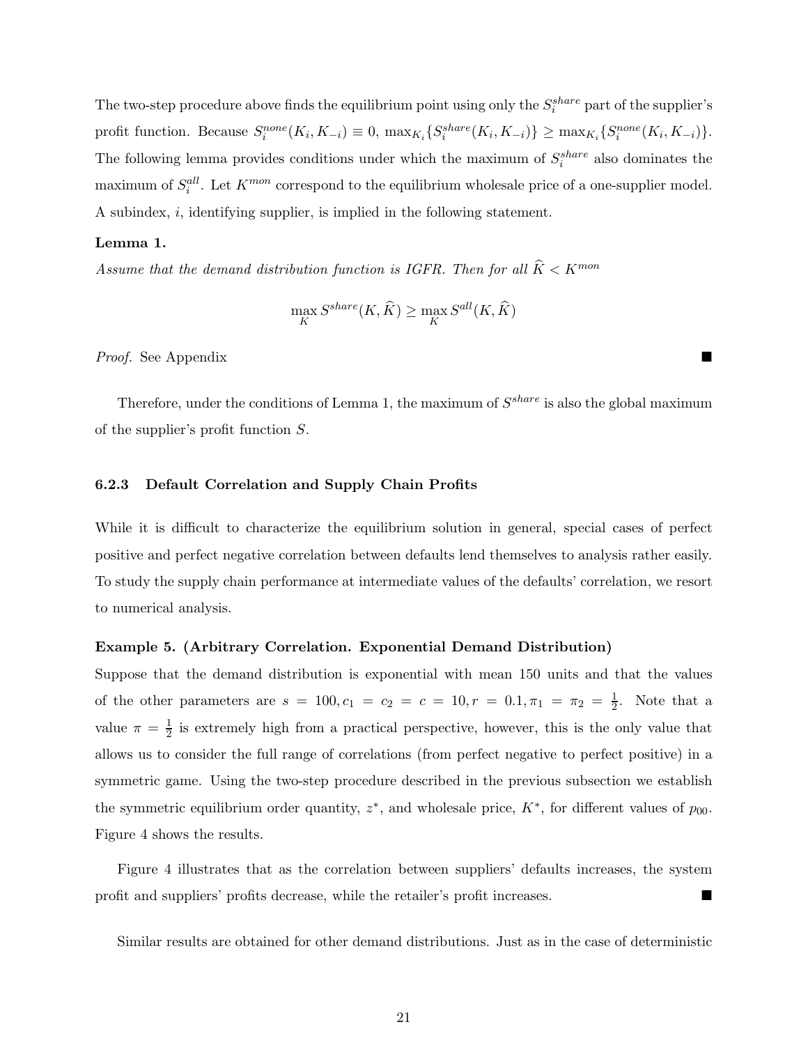The two-step procedure above finds the equilibrium point using only the $S_i^{share}$ part of the supplier's profit function. Because $S_i^{none}(K_i, K_{-i}) \equiv 0$, $\max_{K_i}\{S_i^{share}(K_i, K_{-i})\} \geq \max_{K_i}\{S_i^{none}(K_i, K_{-i})\}$. The following lemma provides conditions under which the maximum of $S_i^{share}$ also dominates the maximum of $S_i^{all}$. Let $K^{mon}$ correspond to the equilibrium wholesale price of a one-supplier model. A subindex, $i$, identifying supplier, is implied in the following statement.

**Lemma 1.**

*Assume that the demand distribution function is IGFR. Then for all* $\widehat{K} < K^{mon}$

$$\max_K S^{share}(K, \widehat{K}) \geq \max_K S^{all}(K, \widehat{K})$$

*Proof.* See Appendix ∎

Therefore, under the conditions of Lemma 1, the maximum of $S^{share}$ is also the global maximum of the supplier's profit function $S$.

#### 6.2.3 Default Correlation and Supply Chain Profits

While it is difficult to characterize the equilibrium solution in general, special cases of perfect positive and perfect negative correlation between defaults lend themselves to analysis rather easily. To study the supply chain performance at intermediate values of the defaults' correlation, we resort to numerical analysis.

**Example 5. (Arbitrary Correlation. Exponential Demand Distribution)**

Suppose that the demand distribution is exponential with mean 150 units and that the values of the other parameters are $s = 100, c_1 = c_2 = c = 10, r = 0.1, \pi_1 = \pi_2 = \frac{1}{2}$. Note that a value $\pi = \frac{1}{2}$ is extremely high from a practical perspective, however, this is the only value that allows us to consider the full range of correlations (from perfect negative to perfect positive) in a symmetric game. Using the two-step procedure described in the previous subsection we establish the symmetric equilibrium order quantity, $z^*$, and wholesale price, $K^*$, for different values of $p_{00}$. Figure 4 shows the results.

Figure 4 illustrates that as the correlation between suppliers' defaults increases, the system profit and suppliers' profits decrease, while the retailer's profit increases. ∎

Similar results are obtained for other demand distributions. Just as in the case of deterministic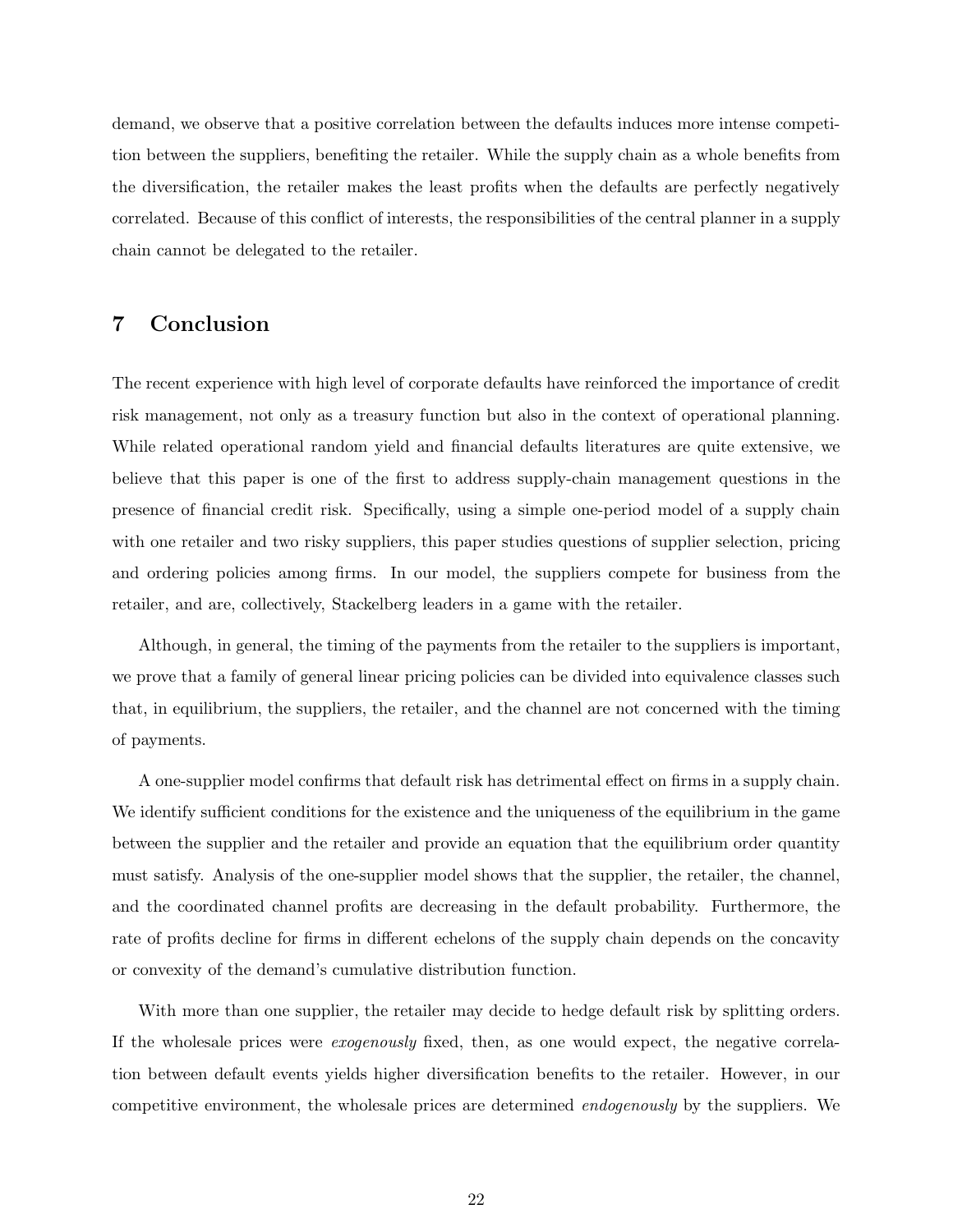demand, we observe that a positive correlation between the defaults induces more intense competition between the suppliers, benefiting the retailer. While the supply chain as a whole benefits from the diversification, the retailer makes the least profits when the defaults are perfectly negatively correlated. Because of this conflict of interests, the responsibilities of the central planner in a supply chain cannot be delegated to the retailer.

## 7 Conclusion

The recent experience with high level of corporate defaults have reinforced the importance of credit risk management, not only as a treasury function but also in the context of operational planning. While related operational random yield and financial defaults literatures are quite extensive, we believe that this paper is one of the first to address supply-chain management questions in the presence of financial credit risk. Specifically, using a simple one-period model of a supply chain with one retailer and two risky suppliers, this paper studies questions of supplier selection, pricing and ordering policies among firms. In our model, the suppliers compete for business from the retailer, and are, collectively, Stackelberg leaders in a game with the retailer.

Although, in general, the timing of the payments from the retailer to the suppliers is important, we prove that a family of general linear pricing policies can be divided into equivalence classes such that, in equilibrium, the suppliers, the retailer, and the channel are not concerned with the timing of payments.

A one-supplier model confirms that default risk has detrimental effect on firms in a supply chain. We identify sufficient conditions for the existence and the uniqueness of the equilibrium in the game between the supplier and the retailer and provide an equation that the equilibrium order quantity must satisfy. Analysis of the one-supplier model shows that the supplier, the retailer, the channel, and the coordinated channel profits are decreasing in the default probability. Furthermore, the rate of profits decline for firms in different echelons of the supply chain depends on the concavity or convexity of the demand's cumulative distribution function.

With more than one supplier, the retailer may decide to hedge default risk by splitting orders. If the wholesale prices were *exogenously* fixed, then, as one would expect, the negative correlation between default events yields higher diversification benefits to the retailer. However, in our competitive environment, the wholesale prices are determined *endogenously* by the suppliers. We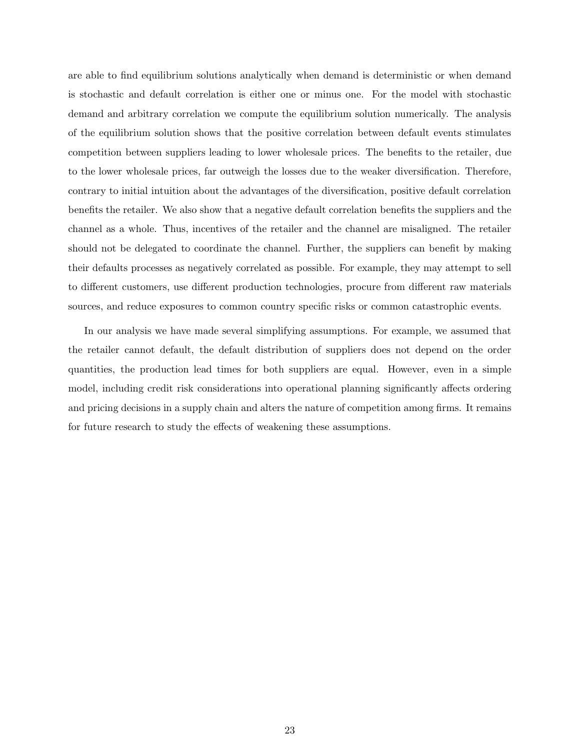are able to find equilibrium solutions analytically when demand is deterministic or when demand is stochastic and default correlation is either one or minus one. For the model with stochastic demand and arbitrary correlation we compute the equilibrium solution numerically. The analysis of the equilibrium solution shows that the positive correlation between default events stimulates competition between suppliers leading to lower wholesale prices. The benefits to the retailer, due to the lower wholesale prices, far outweigh the losses due to the weaker diversification. Therefore, contrary to initial intuition about the advantages of the diversification, positive default correlation benefits the retailer. We also show that a negative default correlation benefits the suppliers and the channel as a whole. Thus, incentives of the retailer and the channel are misaligned. The retailer should not be delegated to coordinate the channel. Further, the suppliers can benefit by making their defaults processes as negatively correlated as possible. For example, they may attempt to sell to different customers, use different production technologies, procure from different raw materials sources, and reduce exposures to common country specific risks or common catastrophic events.

In our analysis we have made several simplifying assumptions. For example, we assumed that the retailer cannot default, the default distribution of suppliers does not depend on the order quantities, the production lead times for both suppliers are equal. However, even in a simple model, including credit risk considerations into operational planning significantly affects ordering and pricing decisions in a supply chain and alters the nature of competition among firms. It remains for future research to study the effects of weakening these assumptions.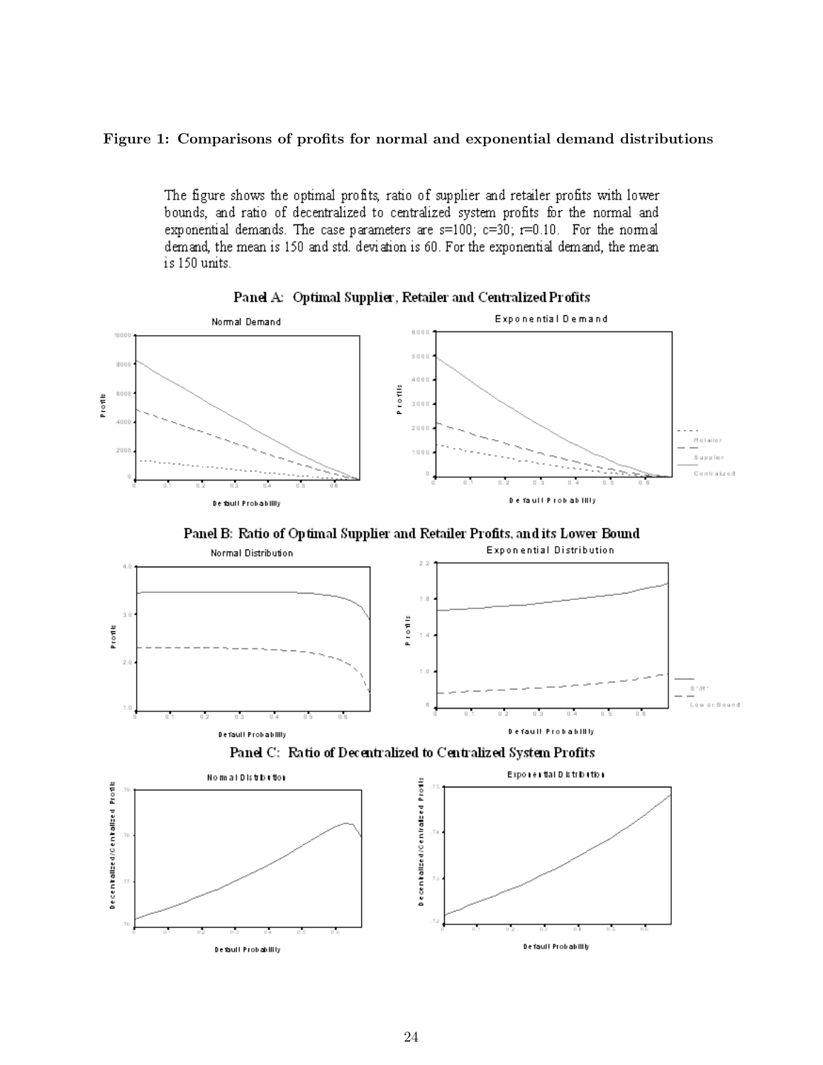**Figure 1: Comparisons of profits for normal and exponential demand distributions**

The figure shows the optimal profits, ratio of supplier and retailer profits with lower bounds, and ratio of decentralized to centralized system profits for the normal and exponential demands. The case parameters are s=100; c=30; r=0.10. For the normal demand, the mean is 150 and std. deviation is 60. For the exponential demand, the mean is 150 units.

**Panel A: Optimal Supplier, Retailer and Centralized Profits**

**Panel B: Ratio of Optimal Supplier and Retailer Profits, and its Lower Bound**

**Panel C: Ratio of Decentralized to Centralized System Profits**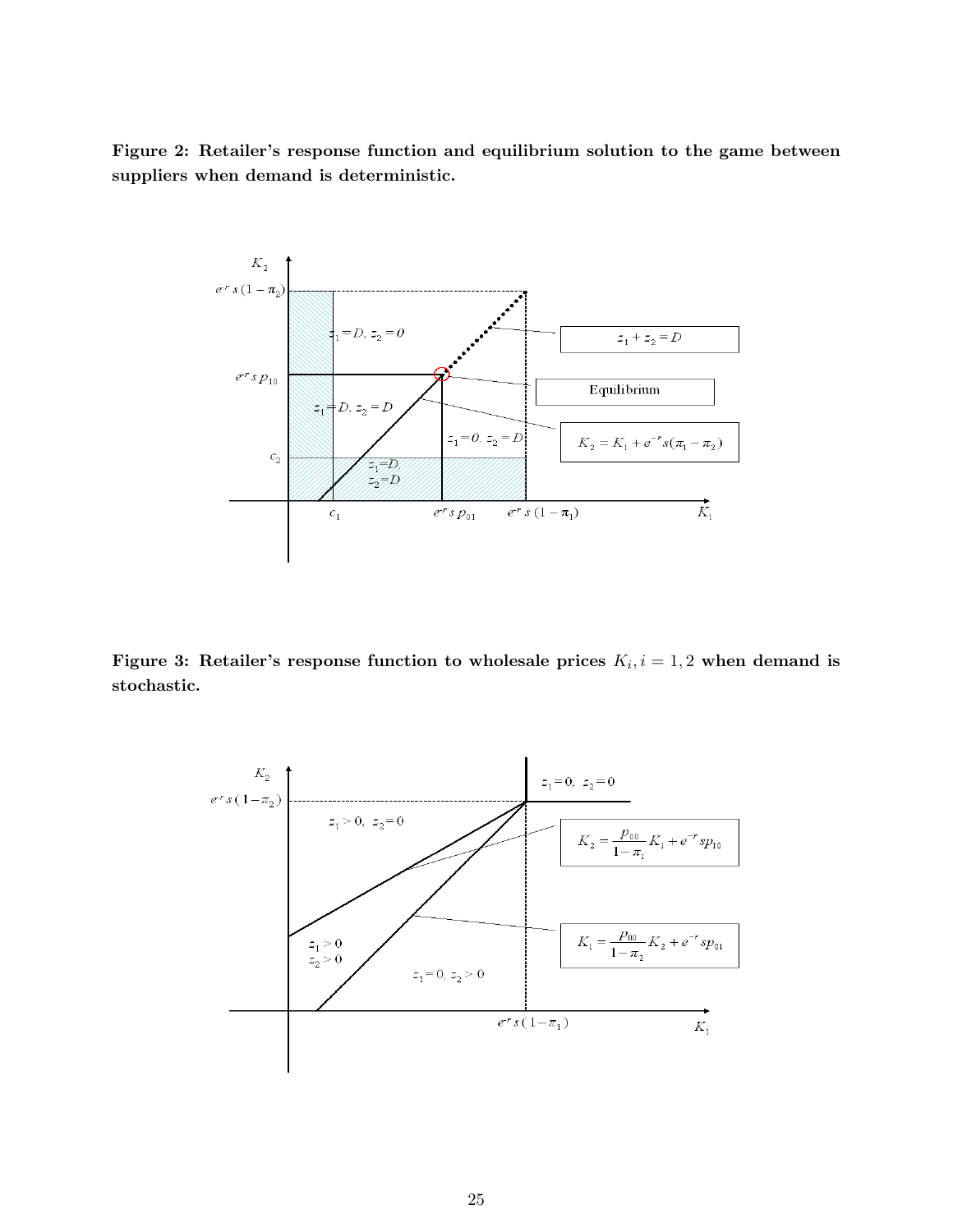**Figure 2: Retailer's response function and equilibrium solution to the game between suppliers when demand is deterministic.**

**Figure 3: Retailer's response function to wholesale prices $K_i, i = 1, 2$ when demand is stochastic.**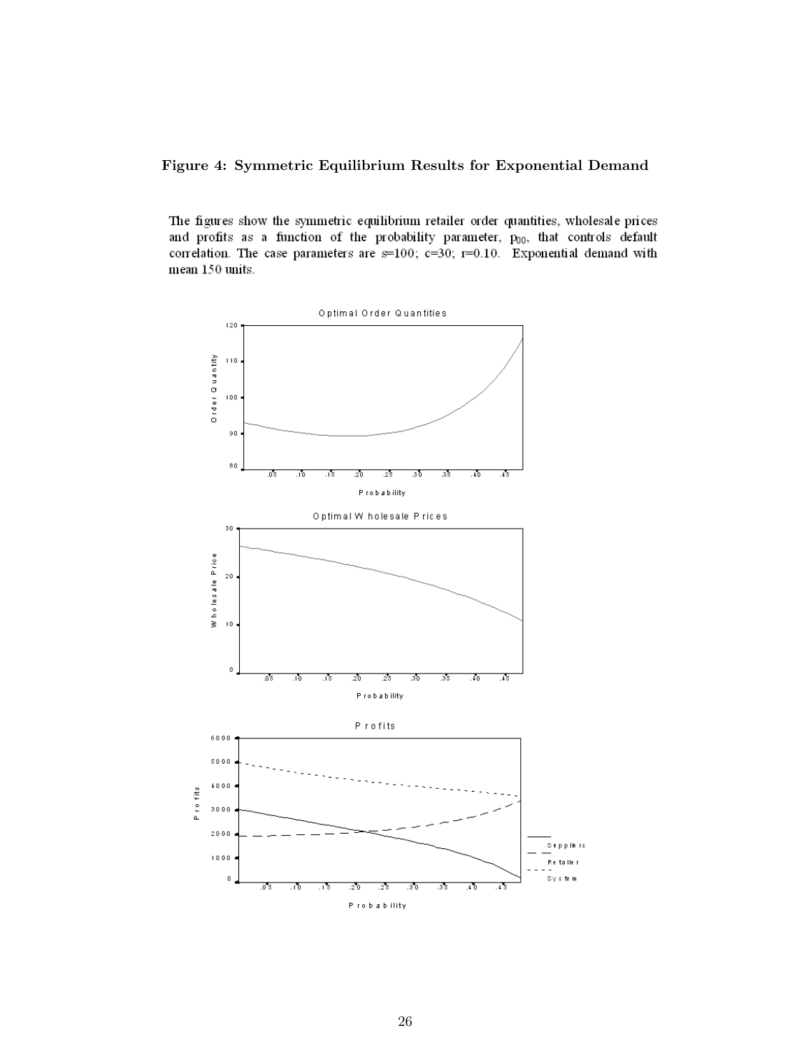**Figure 4: Symmetric Equilibrium Results for Exponential Demand**

The figures show the symmetric equilibrium retailer order quantities, wholesale prices and profits as a function of the probability parameter, $p_{00}$, that controls default correlation. The case parameters are s=100; c=30; r=0.10. Exponential demand with mean 150 units.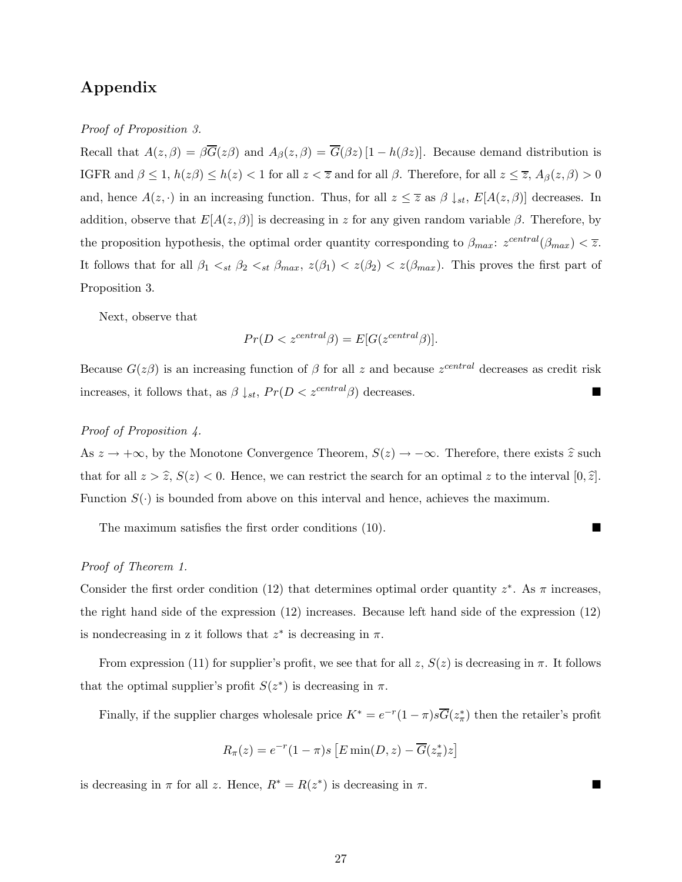# Appendix

*Proof of Proposition 3.*

Recall that $A(z,\beta) = \beta\overline{G}(z\beta)$ and $A_\beta(z,\beta) = \overline{G}(\beta z)\,[1 - h(\beta z)]$. Because demand distribution is IGFR and $\beta \leq 1$, $h(z\beta) \leq h(z) < 1$ for all $z < \overline{z}$ and for all $\beta$. Therefore, for all $z \leq \overline{z}$, $A_\beta(z,\beta) > 0$ and, hence $A(z,\cdot)$ in an increasing function. Thus, for all $z \leq \overline{z}$ as $\beta \downarrow_{st}$, $E[A(z,\beta)]$ decreases. In addition, observe that $E[A(z,\beta)]$ is decreasing in $z$ for any given random variable $\beta$. Therefore, by the proposition hypothesis, the optimal order quantity corresponding to $\beta_{max}$: $z^{central}(\beta_{max}) < \overline{z}$. It follows that for all $\beta_1 <_{st} \beta_2 <_{st} \beta_{max}$, $z(\beta_1) < z(\beta_2) < z(\beta_{max})$. This proves the first part of Proposition 3.

Next, observe that

$$Pr(D < z^{central}\beta) = E[G(z^{central}\beta)].$$

Because $G(z\beta)$ is an increasing function of $\beta$ for all $z$ and because $z^{central}$ decreases as credit risk increases, it follows that, as $\beta \downarrow_{st}$, $Pr(D < z^{central}\beta)$ decreases. ■

*Proof of Proposition 4.*

As $z \to +\infty$, by the Monotone Convergence Theorem, $S(z) \to -\infty$. Therefore, there exists $\widehat{z}$ such that for all $z > \widehat{z}$, $S(z) < 0$. Hence, we can restrict the search for an optimal $z$ to the interval $[0, \widehat{z}]$. Function $S(\cdot)$ is bounded from above on this interval and hence, achieves the maximum.

The maximum satisfies the first order conditions (10). ■

*Proof of Theorem 1.*

Consider the first order condition (12) that determines optimal order quantity $z^*$. As $\pi$ increases, the right hand side of the expression (12) increases. Because left hand side of the expression (12) is nondecreasing in z it follows that $z^*$ is decreasing in $\pi$.

From expression (11) for supplier's profit, we see that for all $z$, $S(z)$ is decreasing in $\pi$. It follows that the optimal supplier's profit $S(z^*)$ is decreasing in $\pi$.

Finally, if the supplier charges wholesale price $K^* = e^{-r}(1-\pi)s\overline{G}(z^*_\pi)$ then the retailer's profit

$$R_\pi(z) = e^{-r}(1-\pi)s\left[E\min(D,z) - \overline{G}(z^*_\pi)z\right]$$

is decreasing in $\pi$ for all $z$. Hence, $R^* = R(z^*)$ is decreasing in $\pi$. ■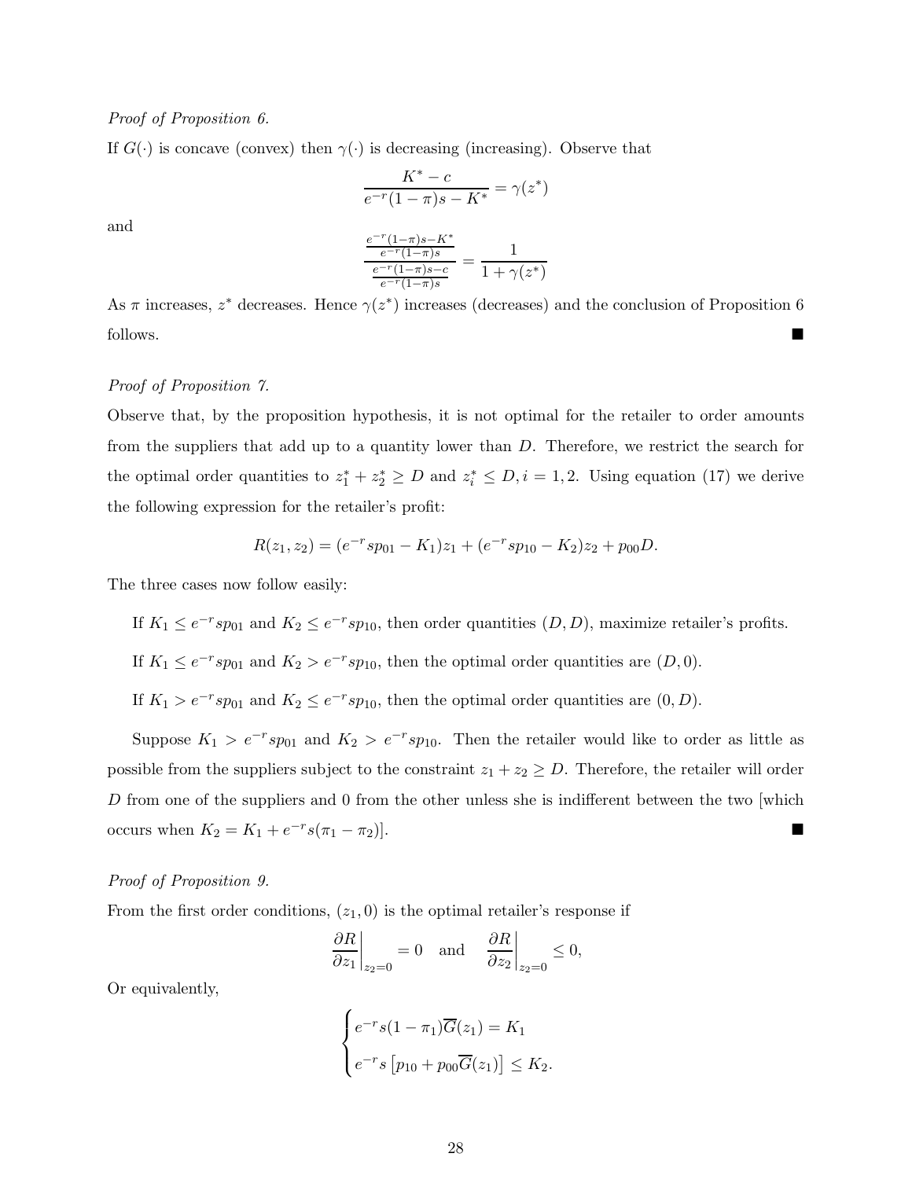*Proof of Proposition 6.*

If $G(\cdot)$ is concave (convex) then $\gamma(\cdot)$ is decreasing (increasing). Observe that

$$\frac{K^* - c}{e^{-r}(1-\pi)s - K^*} = \gamma(z^*)$$

and

$$\frac{\frac{e^{-r}(1-\pi)s - K^*}{e^{-r}(1-\pi)s}}{\frac{e^{-r}(1-\pi)s - c}{e^{-r}(1-\pi)s}} = \frac{1}{1+\gamma(z^*)}$$

As $\pi$ increases, $z^*$ decreases. Hence $\gamma(z^*)$ increases (decreases) and the conclusion of Proposition 6 follows. ■

*Proof of Proposition 7.*

Observe that, by the proposition hypothesis, it is not optimal for the retailer to order amounts from the suppliers that add up to a quantity lower than $D$. Therefore, we restrict the search for the optimal order quantities to $z_1^* + z_2^* \geq D$ and $z_i^* \leq D, i = 1, 2$. Using equation (17) we derive the following expression for the retailer's profit:

$$R(z_1, z_2) = (e^{-r}sp_{01} - K_1)z_1 + (e^{-r}sp_{10} - K_2)z_2 + p_{00}D.$$

The three cases now follow easily:

If $K_1 \leq e^{-r}sp_{01}$ and $K_2 \leq e^{-r}sp_{10}$, then order quantities $(D, D)$, maximize retailer's profits.

If $K_1 \leq e^{-r}sp_{01}$ and $K_2 > e^{-r}sp_{10}$, then the optimal order quantities are $(D, 0)$.

If $K_1 > e^{-r}sp_{01}$ and $K_2 \leq e^{-r}sp_{10}$, then the optimal order quantities are $(0, D)$.

Suppose $K_1 > e^{-r}sp_{01}$ and $K_2 > e^{-r}sp_{10}$. Then the retailer would like to order as little as possible from the suppliers subject to the constraint $z_1 + z_2 \geq D$. Therefore, the retailer will order $D$ from one of the suppliers and 0 from the other unless she is indifferent between the two [which occurs when $K_2 = K_1 + e^{-r}s(\pi_1 - \pi_2)$]. ■

*Proof of Proposition 9.*

From the first order conditions, $(z_1, 0)$ is the optimal retailer's response if

$$\left.\frac{\partial R}{\partial z_1}\right|_{z_2=0} = 0 \quad \text{and} \quad \left.\frac{\partial R}{\partial z_2}\right|_{z_2=0} \leq 0,$$

Or equivalently,

$$\begin{cases} e^{-r}s(1-\pi_1)\overline{G}(z_1) = K_1 \\ e^{-r}s\left[p_{10} + p_{00}\overline{G}(z_1)\right] \leq K_2. \end{cases}$$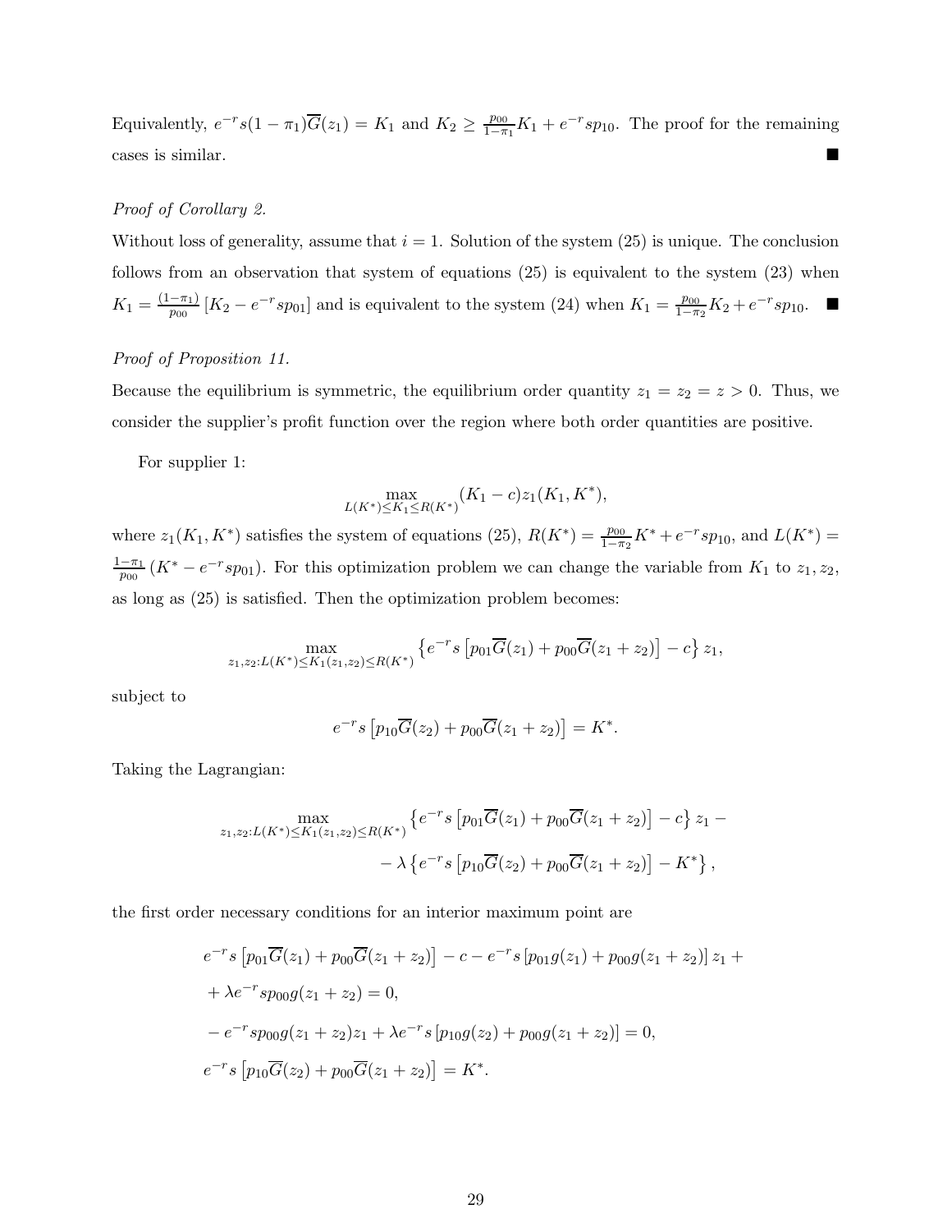Equivalently, $e^{-r}s(1-\pi_1)\overline{G}(z_1) = K_1$ and $K_2 \geq \frac{p_{00}}{1-\pi_1}K_1 + e^{-r}sp_{10}$. The proof for the remaining cases is similar. ■

*Proof of Corollary 2.*

Without loss of generality, assume that $i = 1$. Solution of the system (25) is unique. The conclusion follows from an observation that system of equations (25) is equivalent to the system (23) when $K_1 = \frac{(1-\pi_1)}{p_{00}}\left[K_2 - e^{-r}sp_{01}\right]$ and is equivalent to the system (24) when $K_1 = \frac{p_{00}}{1-\pi_2}K_2 + e^{-r}sp_{10}$. ■

*Proof of Proposition 11.*

Because the equilibrium is symmetric, the equilibrium order quantity $z_1 = z_2 = z > 0$. Thus, we consider the supplier's profit function over the region where both order quantities are positive.

For supplier 1:

$$\max_{L(K^*)\leq K_1 \leq R(K^*)} (K_1 - c)z_1(K_1, K^*),$$

where $z_1(K_1, K^*)$ satisfies the system of equations (25), $R(K^*) = \frac{p_{00}}{1-\pi_2}K^* + e^{-r}sp_{10}$, and $L(K^*) = \frac{1-\pi_1}{p_{00}}\left(K^* - e^{-r}sp_{01}\right)$. For this optimization problem we can change the variable from $K_1$ to $z_1, z_2$, as long as (25) is satisfied. Then the optimization problem becomes:

$$\max_{z_1,z_2:L(K^*)\leq K_1(z_1,z_2)\leq R(K^*)} \left\{e^{-r}s\left[p_{01}\overline{G}(z_1) + p_{00}\overline{G}(z_1+z_2)\right] - c\right\} z_1,$$

subject to

$$e^{-r}s\left[p_{10}\overline{G}(z_2) + p_{00}\overline{G}(z_1+z_2)\right] = K^*.$$

Taking the Lagrangian:

$$\max_{z_1,z_2:L(K^*)\leq K_1(z_1,z_2)\leq R(K^*)} \left\{e^{-r}s\left[p_{01}\overline{G}(z_1) + p_{00}\overline{G}(z_1+z_2)\right] - c\right\} z_1 - \\ - \lambda\left\{e^{-r}s\left[p_{10}\overline{G}(z_2) + p_{00}\overline{G}(z_1+z_2)\right] - K^*\right\},$$

the first order necessary conditions for an interior maximum point are

$$e^{-r}s\left[p_{01}\overline{G}(z_1) + p_{00}\overline{G}(z_1+z_2)\right] - c - e^{-r}s\left[p_{01}g(z_1) + p_{00}g(z_1+z_2)\right]z_1 + \\ + \lambda e^{-r}sp_{00}g(z_1+z_2) = 0,$$

$$- e^{-r}sp_{00}g(z_1+z_2)z_1 + \lambda e^{-r}s\left[p_{10}g(z_2) + p_{00}g(z_1+z_2)\right] = 0,$$

$$e^{-r}s\left[p_{10}\overline{G}(z_2) + p_{00}\overline{G}(z_1+z_2)\right] = K^*.$$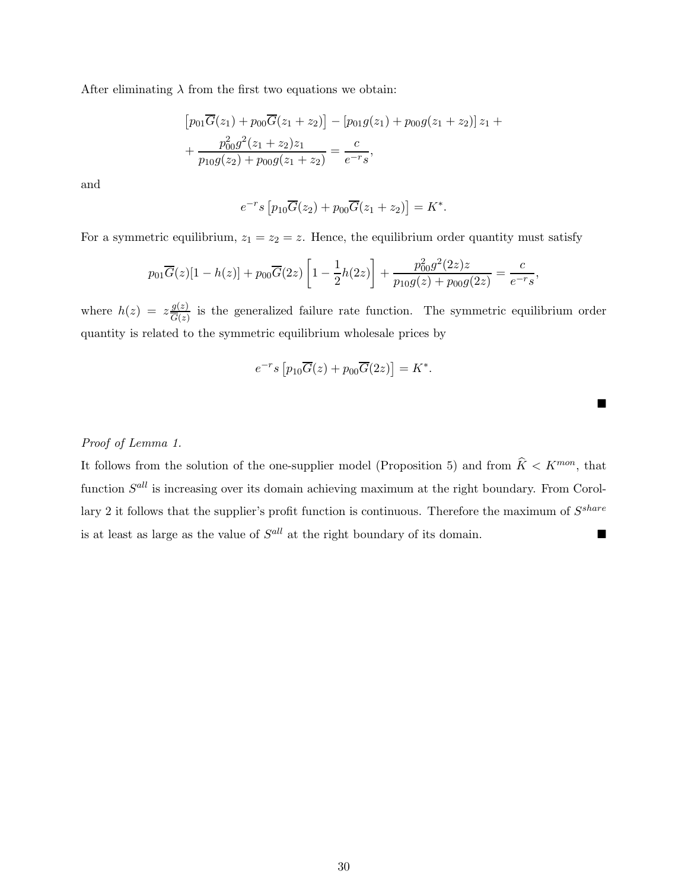After eliminating $\lambda$ from the first two equations we obtain:

$$\left[p_{01}\overline{G}(z_1) + p_{00}\overline{G}(z_1+z_2)\right] - \left[p_{01}g(z_1) + p_{00}g(z_1+z_2)\right]z_1 + \\ + \frac{p_{00}^2 g^2(z_1+z_2)z_1}{p_{10}g(z_2) + p_{00}g(z_1+z_2)} = \frac{c}{e^{-r}s},$$

and

$$e^{-r}s\left[p_{10}\overline{G}(z_2) + p_{00}\overline{G}(z_1+z_2)\right] = K^*.$$

For a symmetric equilibrium, $z_1 = z_2 = z$. Hence, the equilibrium order quantity must satisfy

$$p_{01}\overline{G}(z)[1-h(z)] + p_{00}\overline{G}(2z)\left[1 - \frac{1}{2}h(2z)\right] + \frac{p_{00}^2 g^2(2z)z}{p_{10}g(z) + p_{00}g(2z)} = \frac{c}{e^{-r}s},$$

where $h(z) = z\frac{g(z)}{\overline{G}(z)}$ is the generalized failure rate function. The symmetric equilibrium order quantity is related to the symmetric equilibrium wholesale prices by

$$e^{-r}s\left[p_{10}\overline{G}(z) + p_{00}\overline{G}(2z)\right] = K^*.$$

■

*Proof of Lemma 1.*

It follows from the solution of the one-supplier model (Proposition 5) and from $\widehat{K} < K^{mon}$, that function $S^{all}$ is increasing over its domain achieving maximum at the right boundary. From Corollary 2 it follows that the supplier's profit function is continuous. Therefore the maximum of $S^{share}$ is at least as large as the value of $S^{all}$ at the right boundary of its domain. ■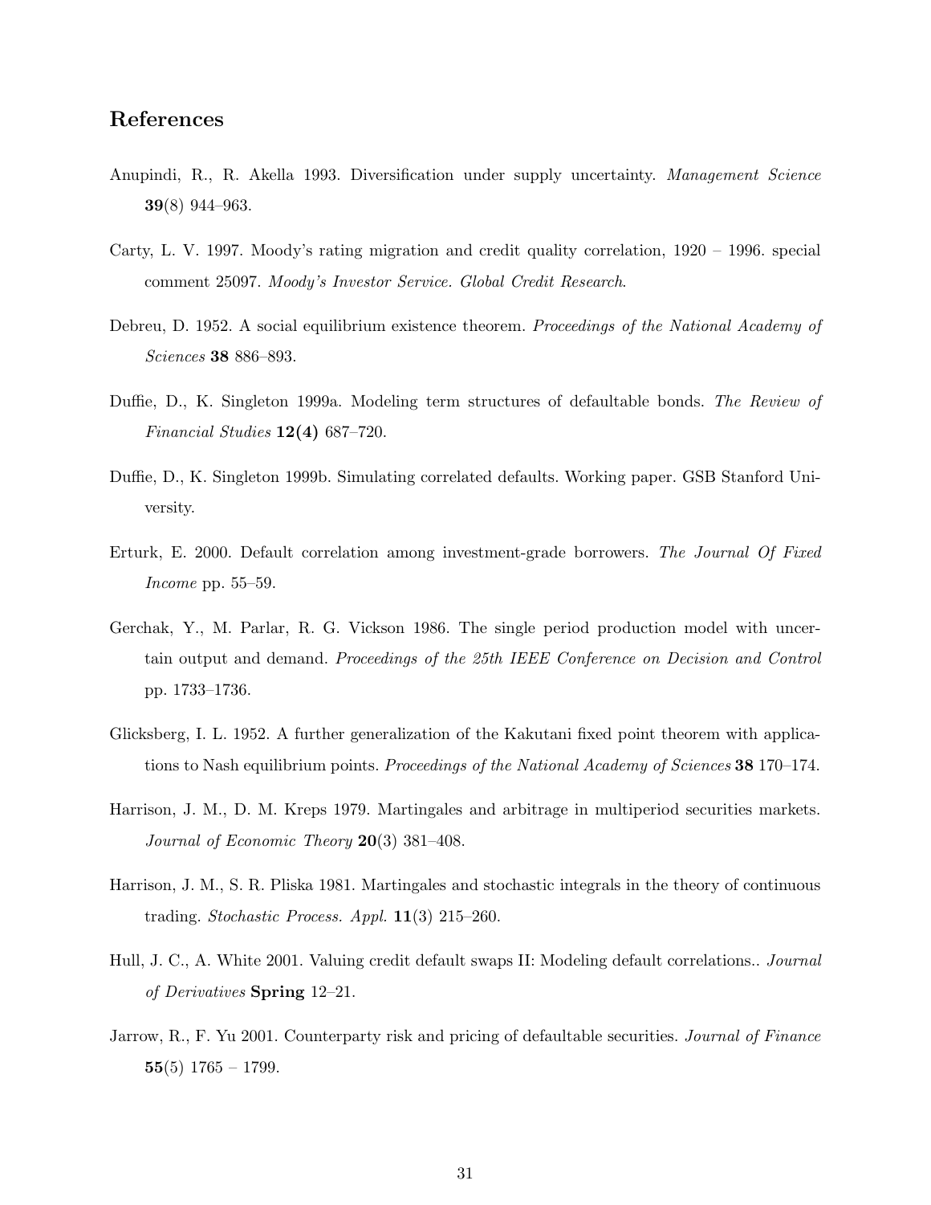## References

Anupindi, R., R. Akella 1993. Diversification under supply uncertainty. *Management Science* **39**(8) 944–963.

Carty, L. V. 1997. Moody's rating migration and credit quality correlation, 1920 – 1996. special comment 25097. *Moody's Investor Service. Global Credit Research*.

Debreu, D. 1952. A social equilibrium existence theorem. *Proceedings of the National Academy of Sciences* **38** 886–893.

Duffie, D., K. Singleton 1999a. Modeling term structures of defaultable bonds. *The Review of Financial Studies* **12(4)** 687–720.

Duffie, D., K. Singleton 1999b. Simulating correlated defaults. Working paper. GSB Stanford University.

Erturk, E. 2000. Default correlation among investment-grade borrowers. *The Journal Of Fixed Income* pp. 55–59.

Gerchak, Y., M. Parlar, R. G. Vickson 1986. The single period production model with uncertain output and demand. *Proceedings of the 25th IEEE Conference on Decision and Control* pp. 1733–1736.

Glicksberg, I. L. 1952. A further generalization of the Kakutani fixed point theorem with applications to Nash equilibrium points. *Proceedings of the National Academy of Sciences* **38** 170–174.

Harrison, J. M., D. M. Kreps 1979. Martingales and arbitrage in multiperiod securities markets. *Journal of Economic Theory* **20**(3) 381–408.

Harrison, J. M., S. R. Pliska 1981. Martingales and stochastic integrals in the theory of continuous trading. *Stochastic Process. Appl.* **11**(3) 215–260.

Hull, J. C., A. White 2001. Valuing credit default swaps II: Modeling default correlations.. *Journal of Derivatives* **Spring** 12–21.

Jarrow, R., F. Yu 2001. Counterparty risk and pricing of defaultable securities. *Journal of Finance* **55**(5) 1765 – 1799.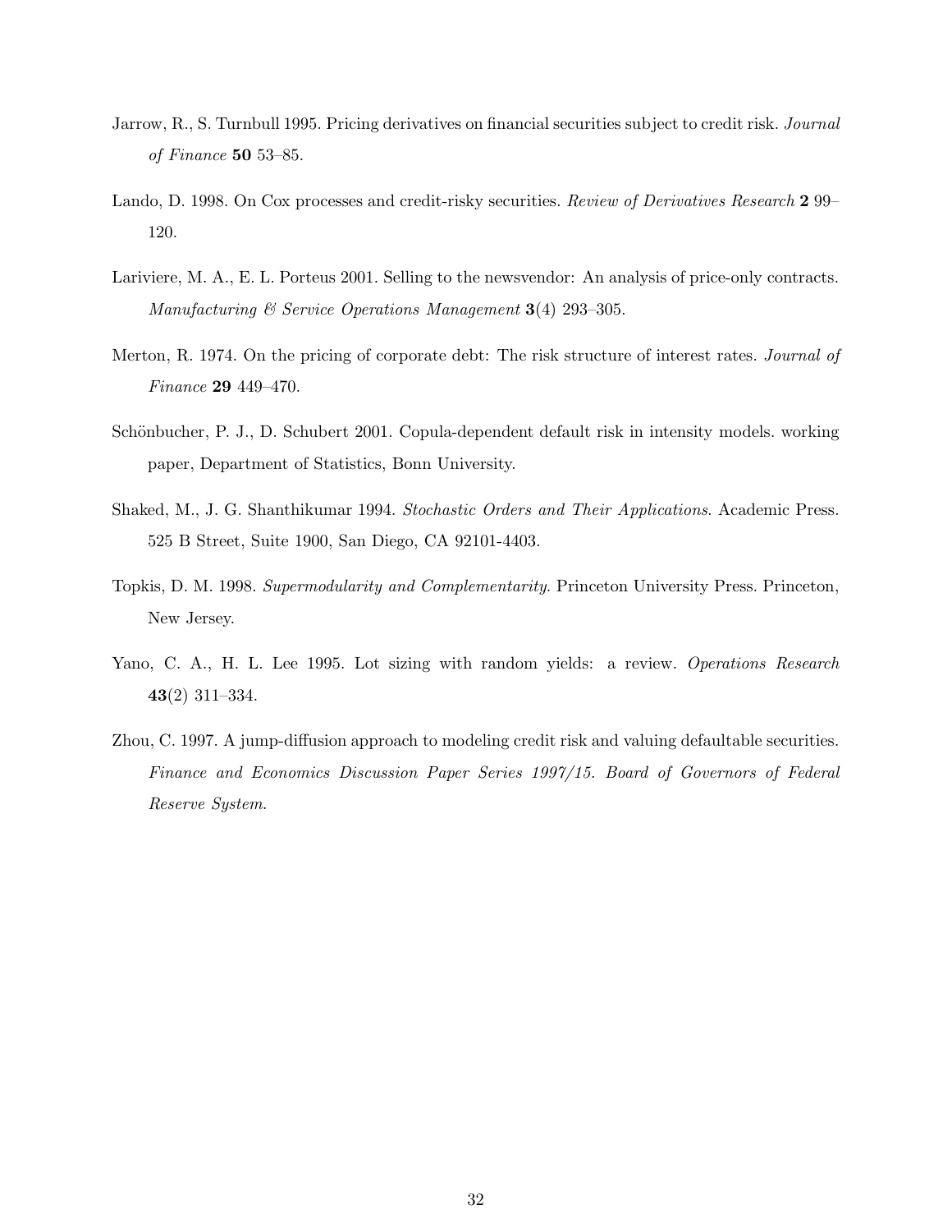Jarrow, R., S. Turnbull 1995. Pricing derivatives on financial securities subject to credit risk. *Journal of Finance* **50** 53–85.

Lando, D. 1998. On Cox processes and credit-risky securities. *Review of Derivatives Research* **2** 99–120.

Lariviere, M. A., E. L. Porteus 2001. Selling to the newsvendor: An analysis of price-only contracts. *Manufacturing & Service Operations Management* **3**(4) 293–305.

Merton, R. 1974. On the pricing of corporate debt: The risk structure of interest rates. *Journal of Finance* **29** 449–470.

Schönbucher, P. J., D. Schubert 2001. Copula-dependent default risk in intensity models. working paper, Department of Statistics, Bonn University.

Shaked, M., J. G. Shanthikumar 1994. *Stochastic Orders and Their Applications*. Academic Press. 525 B Street, Suite 1900, San Diego, CA 92101-4403.

Topkis, D. M. 1998. *Supermodularity and Complementarity*. Princeton University Press. Princeton, New Jersey.

Yano, C. A., H. L. Lee 1995. Lot sizing with random yields: a review. *Operations Research* **43**(2) 311–334.

Zhou, C. 1997. A jump-diffusion approach to modeling credit risk and valuing defaultable securities. *Finance and Economics Discussion Paper Series 1997/15. Board of Governors of Federal Reserve System*.